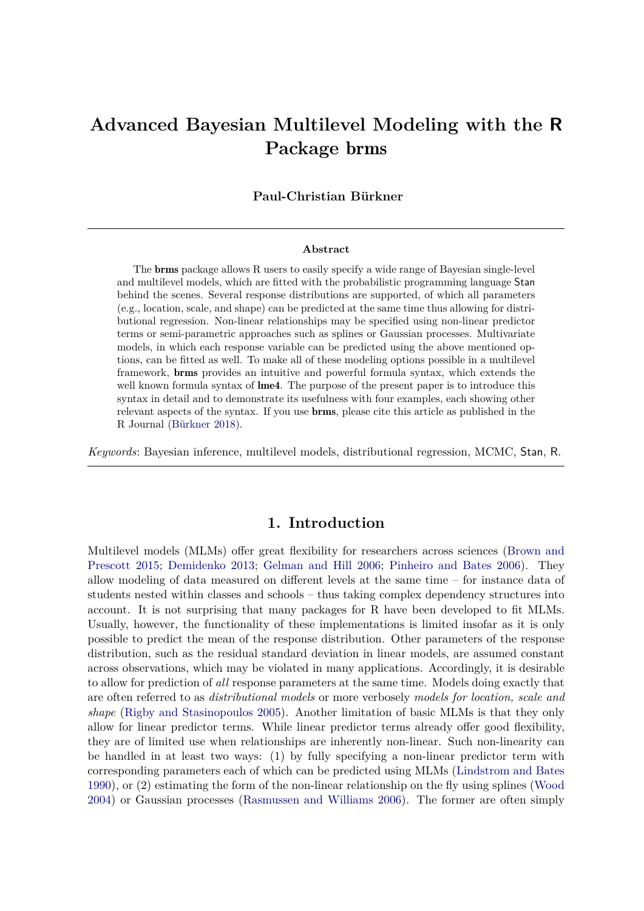# Advanced Bayesian Multilevel Modeling with the R Package brms

**Paul-Christian Bürkner**

---

**Abstract**

The **brms** package allows R users to easily specify a wide range of Bayesian single-level and multilevel models, which are fitted with the probabilistic programming language Stan behind the scenes. Several response distributions are supported, of which all parameters (e.g., location, scale, and shape) can be predicted at the same time thus allowing for distributional regression. Non-linear relationships may be specified using non-linear predictor terms or semi-parametric approaches such as splines or Gaussian processes. Multivariate models, in which each response variable can be predicted using the above mentioned options, can be fitted as well. To make all of these modeling options possible in a multilevel framework, **brms** provides an intuitive and powerful formula syntax, which extends the well known formula syntax of **lme4**. The purpose of the present paper is to introduce this syntax in detail and to demonstrate its usefulness with four examples, each showing other relevant aspects of the syntax. If you use **brms**, please cite this article as published in the R Journal (Bürkner 2018).

*Keywords*: Bayesian inference, multilevel models, distributional regression, MCMC, Stan, R.

---

## 1. Introduction

Multilevel models (MLMs) offer great flexibility for researchers across sciences (Brown and Prescott 2015; Demidenko 2013; Gelman and Hill 2006; Pinheiro and Bates 2006). They allow modeling of data measured on different levels at the same time – for instance data of students nested within classes and schools – thus taking complex dependency structures into account. It is not surprising that many packages for R have been developed to fit MLMs. Usually, however, the functionality of these implementations is limited insofar as it is only possible to predict the mean of the response distribution. Other parameters of the response distribution, such as the residual standard deviation in linear models, are assumed constant across observations, which may be violated in many applications. Accordingly, it is desirable to allow for prediction of *all* response parameters at the same time. Models doing exactly that are often referred to as *distributional models* or more verbosely *models for location, scale and shape* (Rigby and Stasinopoulos 2005). Another limitation of basic MLMs is that they only allow for linear predictor terms. While linear predictor terms already offer good flexibility, they are of limited use when relationships are inherently non-linear. Such non-linearity can be handled in at least two ways: (1) by fully specifying a non-linear predictor term with corresponding parameters each of which can be predicted using MLMs (Lindstrom and Bates 1990), or (2) estimating the form of the non-linear relationship on the fly using splines (Wood 2004) or Gaussian processes (Rasmussen and Williams 2006). The former are often simply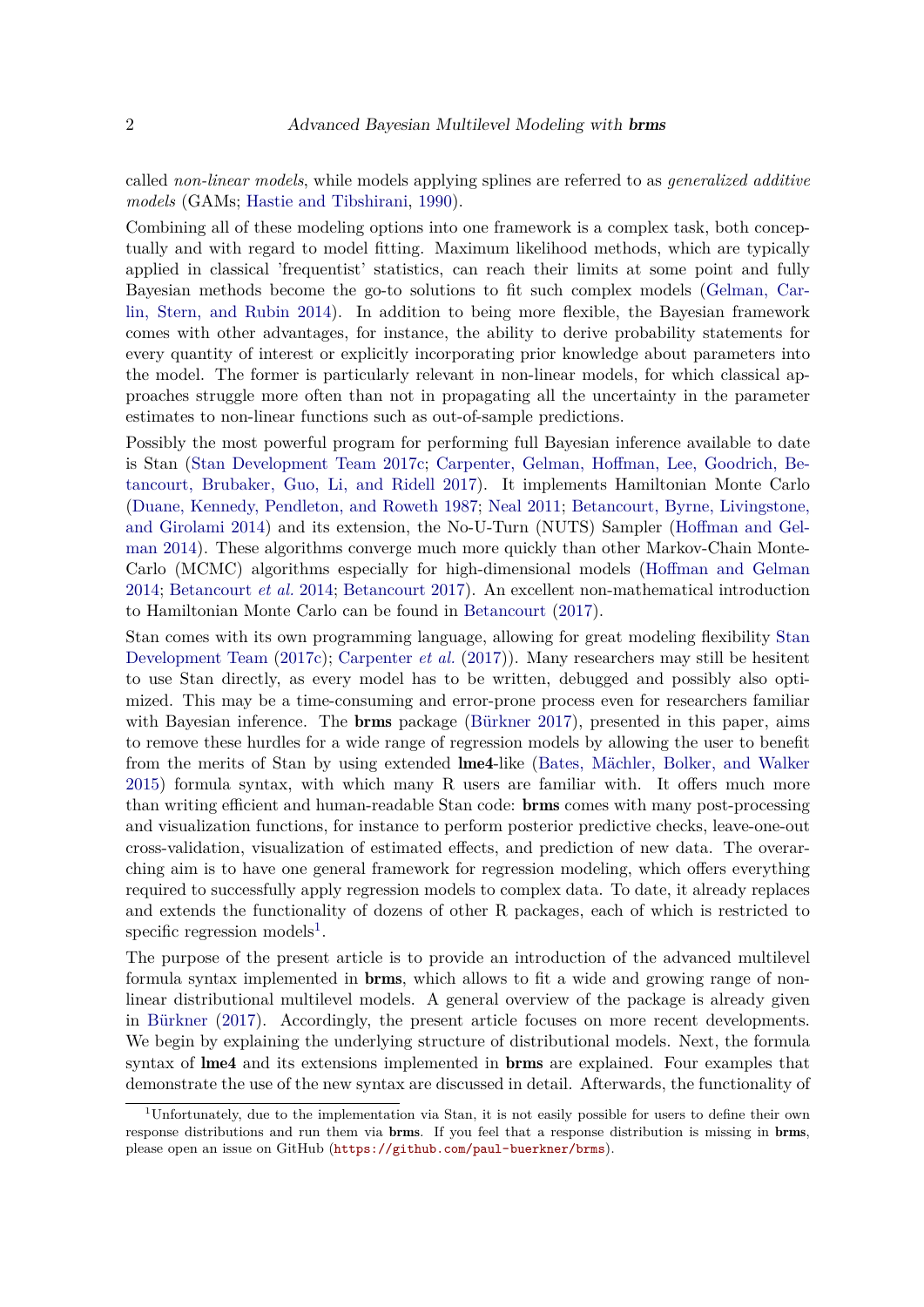called *non-linear models*, while models applying splines are referred to as *generalized additive models* (GAMs; Hastie and Tibshirani, 1990).

Combining all of these modeling options into one framework is a complex task, both conceptually and with regard to model fitting. Maximum likelihood methods, which are typically applied in classical 'frequentist' statistics, can reach their limits at some point and fully Bayesian methods become the go-to solutions to fit such complex models (Gelman, Carlin, Stern, and Rubin 2014). In addition to being more flexible, the Bayesian framework comes with other advantages, for instance, the ability to derive probability statements for every quantity of interest or explicitly incorporating prior knowledge about parameters into the model. The former is particularly relevant in non-linear models, for which classical approaches struggle more often than not in propagating all the uncertainty in the parameter estimates to non-linear functions such as out-of-sample predictions.

Possibly the most powerful program for performing full Bayesian inference available to date is Stan (Stan Development Team 2017c; Carpenter, Gelman, Hoffman, Lee, Goodrich, Betancourt, Brubaker, Guo, Li, and Ridell 2017). It implements Hamiltonian Monte Carlo (Duane, Kennedy, Pendleton, and Roweth 1987; Neal 2011; Betancourt, Byrne, Livingstone, and Girolami 2014) and its extension, the No-U-Turn (NUTS) Sampler (Hoffman and Gelman 2014). These algorithms converge much more quickly than other Markov-Chain Monte-Carlo (MCMC) algorithms especially for high-dimensional models (Hoffman and Gelman 2014; Betancourt *et al.* 2014; Betancourt 2017). An excellent non-mathematical introduction to Hamiltonian Monte Carlo can be found in Betancourt (2017).

Stan comes with its own programming language, allowing for great modeling flexibility Stan Development Team (2017c); Carpenter *et al.* (2017)). Many researchers may still be hesitent to use Stan directly, as every model has to be written, debugged and possibly also optimized. This may be a time-consuming and error-prone process even for researchers familiar with Bayesian inference. The **brms** package (Bürkner 2017), presented in this paper, aims to remove these hurdles for a wide range of regression models by allowing the user to benefit from the merits of Stan by using extended **lme4**-like (Bates, Mächler, Bolker, and Walker 2015) formula syntax, with which many R users are familiar with. It offers much more than writing efficient and human-readable Stan code: **brms** comes with many post-processing and visualization functions, for instance to perform posterior predictive checks, leave-one-out cross-validation, visualization of estimated effects, and prediction of new data. The overarching aim is to have one general framework for regression modeling, which offers everything required to successfully apply regression models to complex data. To date, it already replaces and extends the functionality of dozens of other R packages, each of which is restricted to specific regression models[1].

The purpose of the present article is to provide an introduction of the advanced multilevel formula syntax implemented in **brms**, which allows to fit a wide and growing range of non-linear distributional multilevel models. A general overview of the package is already given in Bürkner (2017). Accordingly, the present article focuses on more recent developments. We begin by explaining the underlying structure of distributional models. Next, the formula syntax of **lme4** and its extensions implemented in **brms** are explained. Four examples that demonstrate the use of the new syntax are discussed in detail. Afterwards, the functionality of

[1] Unfortunately, due to the implementation via Stan, it is not easily possible for users to define their own response distributions and run them via **brms**. If you feel that a response distribution is missing in **brms**, please open an issue on GitHub (`https://github.com/paul-buerkner/brms`).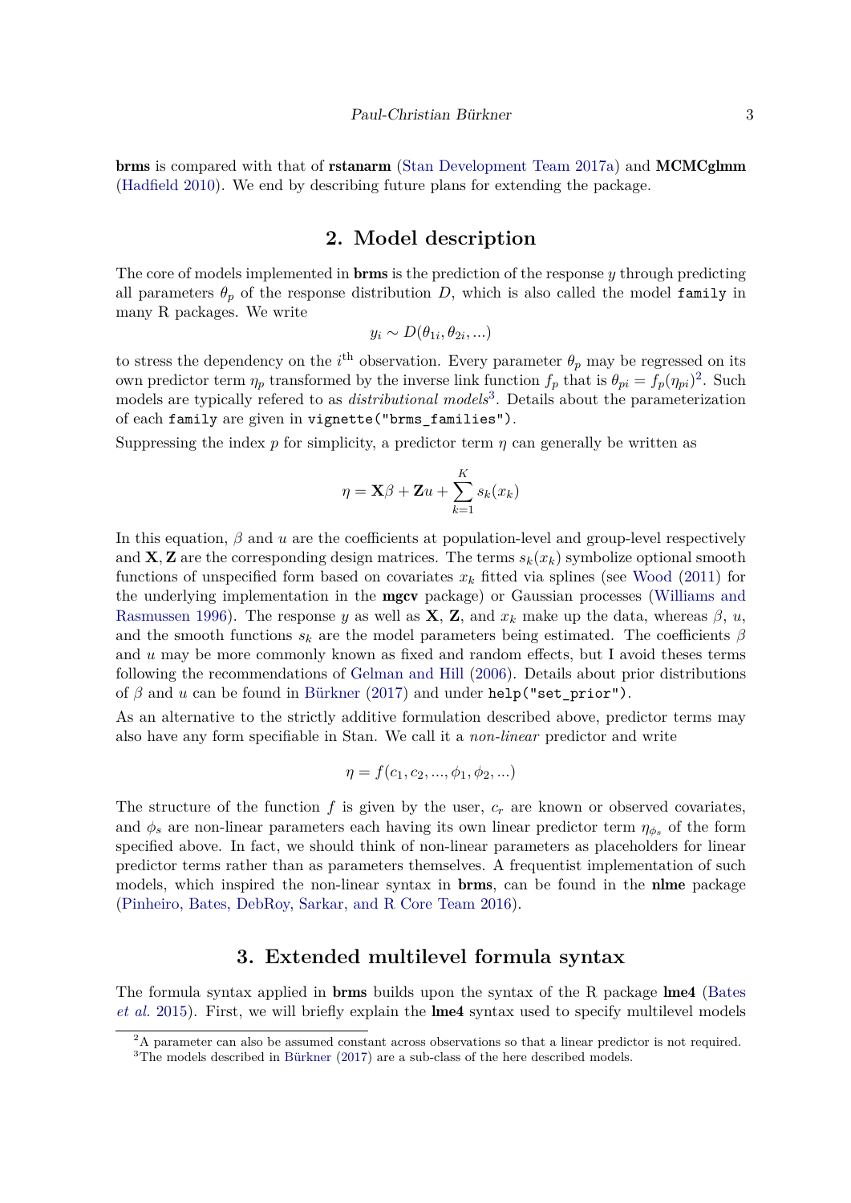**brms** is compared with that of **rstanarm** (Stan Development Team 2017a) and **MCMCglmm** (Hadfield 2010). We end by describing future plans for extending the package.

## 2. Model description

The core of models implemented in **brms** is the prediction of the response $y$ through predicting all parameters $\theta_p$ of the response distribution $D$, which is also called the model `family` in many R packages. We write

$$y_i \sim D(\theta_{1i}, \theta_{2i}, ...)$$

to stress the dependency on the $i^{\text{th}}$ observation. Every parameter $\theta_p$ may be regressed on its own predictor term $\eta_p$ transformed by the inverse link function $f_p$ that is $\theta_{pi} = f_p(\eta_{pi})$[2]. Such models are typically refered to as *distributional models*[3]. Details about the parameterization of each `family` are given in `vignette("brms_families")`.

Suppressing the index $p$ for simplicity, a predictor term $\eta$ can generally be written as

$$\eta = \mathbf{X}\beta + \mathbf{Z}u + \sum_{k=1}^{K} s_k(x_k)$$

In this equation, $\beta$ and $u$ are the coefficients at population-level and group-level respectively and $\mathbf{X}, \mathbf{Z}$ are the corresponding design matrices. The terms $s_k(x_k)$ symbolize optional smooth functions of unspecified form based on covariates $x_k$ fitted via splines (see Wood (2011) for the underlying implementation in the **mgcv** package) or Gaussian processes (Williams and Rasmussen 1996). The response $y$ as well as $\mathbf{X}$, $\mathbf{Z}$, and $x_k$ make up the data, whereas $\beta$, $u$, and the smooth functions $s_k$ are the model parameters being estimated. The coefficients $\beta$ and $u$ may be more commonly known as fixed and random effects, but I avoid theses terms following the recommendations of Gelman and Hill (2006). Details about prior distributions of $\beta$ and $u$ can be found in Bürkner (2017) and under `help("set_prior")`.

As an alternative to the strictly additive formulation described above, predictor terms may also have any form specifiable in Stan. We call it a *non-linear* predictor and write

$$\eta = f(c_1, c_2, ..., \phi_1, \phi_2, ...)$$

The structure of the function $f$ is given by the user, $c_r$ are known or observed covariates, and $\phi_s$ are non-linear parameters each having its own linear predictor term $\eta_{\phi_s}$ of the form specified above. In fact, we should think of non-linear parameters as placeholders for linear predictor terms rather than as parameters themselves. A frequentist implementation of such models, which inspired the non-linear syntax in **brms**, can be found in the **nlme** package (Pinheiro, Bates, DebRoy, Sarkar, and R Core Team 2016).

## 3. Extended multilevel formula syntax

The formula syntax applied in **brms** builds upon the syntax of the R package **lme4** (Bates *et al.* 2015). First, we will briefly explain the **lme4** syntax used to specify multilevel models

[2]A parameter can also be assumed constant across observations so that a linear predictor is not required.

[3]The models described in Bürkner (2017) are a sub-class of the here described models.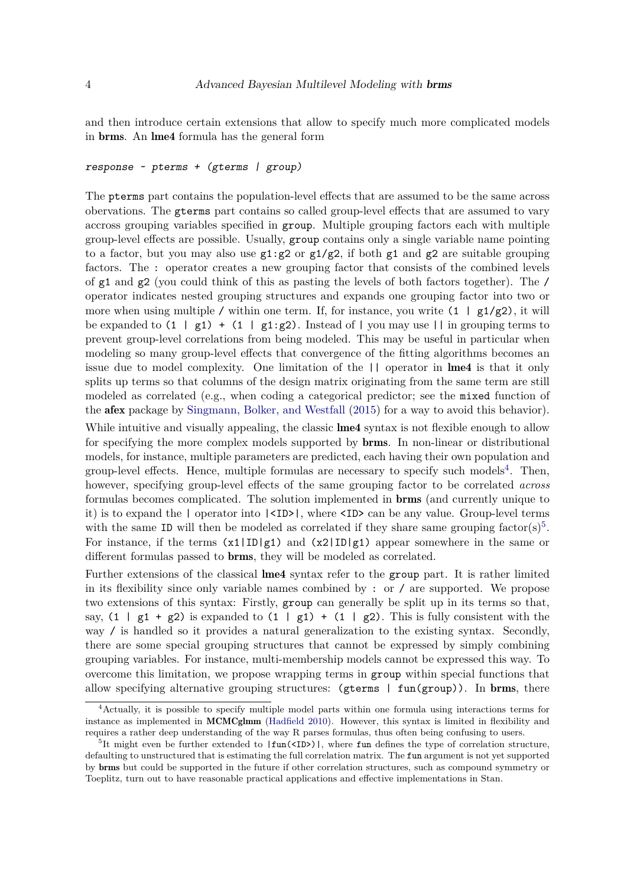and then introduce certain extensions that allow to specify much more complicated models in **brms**. An **lme4** formula has the general form

*response ~ pterms + (gterms | group)*

The `pterms` part contains the population-level effects that are assumed to be the same across obervations. The `gterms` part contains so called group-level effects that are assumed to vary accross grouping variables specified in `group`. Multiple grouping factors each with multiple group-level effects are possible. Usually, `group` contains only a single variable name pointing to a factor, but you may also use `g1:g2` or `g1/g2`, if both `g1` and `g2` are suitable grouping factors. The `:` operator creates a new grouping factor that consists of the combined levels of `g1` and `g2` (you could think of this as pasting the levels of both factors together). The `/` operator indicates nested grouping structures and expands one grouping factor into two or more when using multiple `/` within one term. If, for instance, you write `(1 | g1/g2)`, it will be expanded to `(1 | g1) + (1 | g1:g2)`. Instead of `|` you may use `||` in grouping terms to prevent group-level correlations from being modeled. This may be useful in particular when modeling so many group-level effects that convergence of the fitting algorithms becomes an issue due to model complexity. One limitation of the `||` operator in **lme4** is that it only splits up terms so that columns of the design matrix originating from the same term are still modeled as correlated (e.g., when coding a categorical predictor; see the `mixed` function of the **afex** package by Singmann, Bolker, and Westfall (2015) for a way to avoid this behavior).

While intuitive and visually appealing, the classic **lme4** syntax is not flexible enough to allow for specifying the more complex models supported by **brms**. In non-linear or distributional models, for instance, multiple parameters are predicted, each having their own population and group-level effects. Hence, multiple formulas are necessary to specify such models[4]. Then, however, specifying group-level effects of the same grouping factor to be correlated *across* formulas becomes complicated. The solution implemented in **brms** (and currently unique to it) is to expand the `|` operator into `|<ID>|`, where `<ID>` can be any value. Group-level terms with the same `ID` will then be modeled as correlated if they share same grouping factor(s)[5]. For instance, if the terms `(x1|ID|g1)` and `(x2|ID|g1)` appear somewhere in the same or different formulas passed to **brms**, they will be modeled as correlated.

Further extensions of the classical **lme4** syntax refer to the `group` part. It is rather limited in its flexibility since only variable names combined by `:` or `/` are supported. We propose two extensions of this syntax: Firstly, `group` can generally be split up in its terms so that, say, `(1 | g1 + g2)` is expanded to `(1 | g1) + (1 | g2)`. This is fully consistent with the way `/` is handled so it provides a natural generalization to the existing syntax. Secondly, there are some special grouping structures that cannot be expressed by simply combining grouping variables. For instance, multi-membership models cannot be expressed this way. To overcome this limitation, we propose wrapping terms in `group` within special functions that allow specifying alternative grouping structures: `(gterms | fun(group))`. In **brms**, there

---

[4] Actually, it is possible to specify multiple model parts within one formula using interactions terms for instance as implemented in **MCMCglmm** (Hadfield 2010). However, this syntax is limited in flexibility and requires a rather deep understanding of the way R parses formulas, thus often being confusing to users.

[5] It might even be further extended to `|fun(<ID>)|`, where `fun` defines the type of correlation structure, defaulting to unstructured that is estimating the full correlation matrix. The `fun` argument is not yet supported by **brms** but could be supported in the future if other correlation structures, such as compound symmetry or Toeplitz, turn out to have reasonable practical applications and effective implementations in Stan.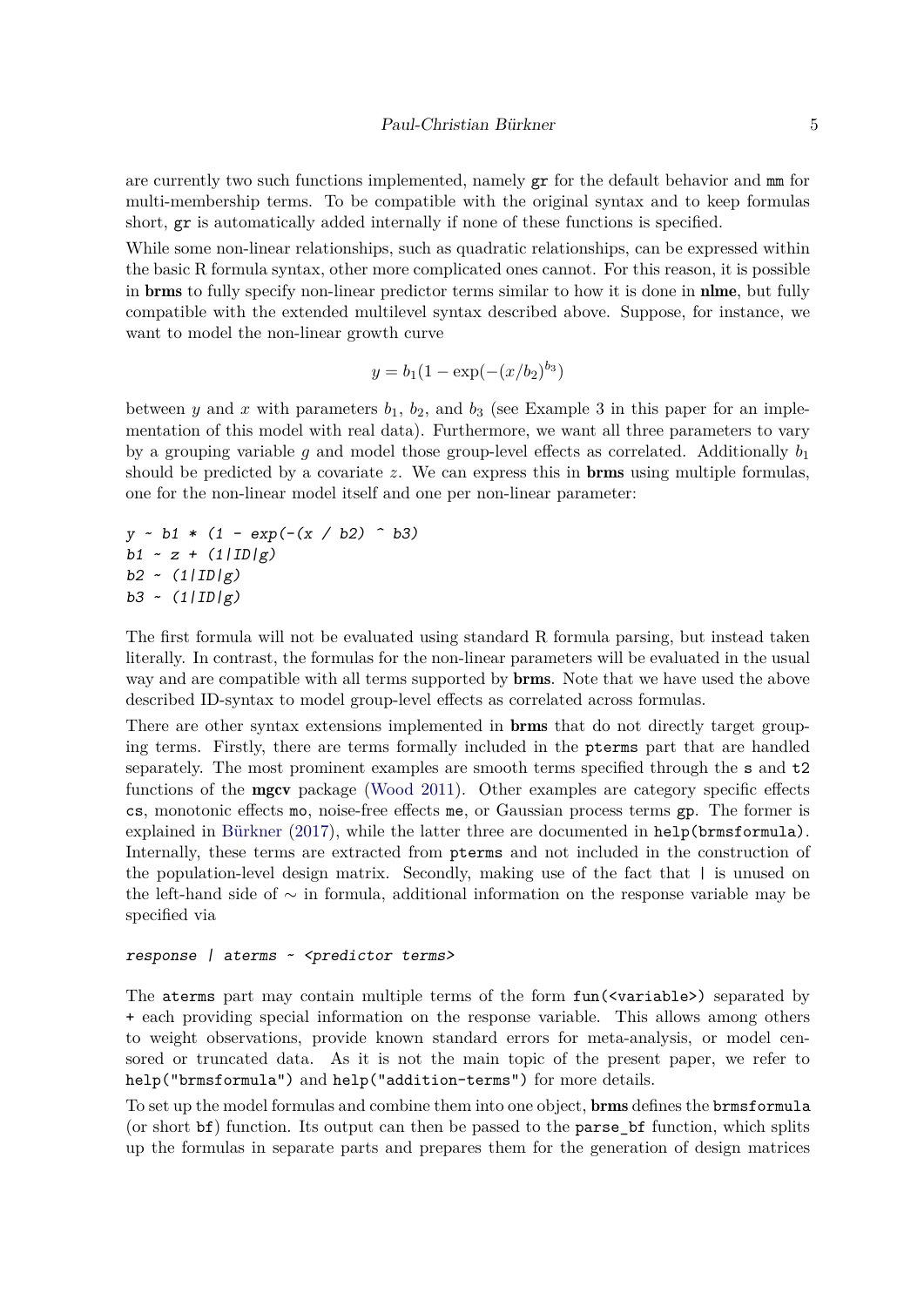are currently two such functions implemented, namely `gr` for the default behavior and `mm` for multi-membership terms. To be compatible with the original syntax and to keep formulas short, `gr` is automatically added internally if none of these functions is specified.

While some non-linear relationships, such as quadratic relationships, can be expressed within the basic R formula syntax, other more complicated ones cannot. For this reason, it is possible in **brms** to fully specify non-linear predictor terms similar to how it is done in **nlme**, but fully compatible with the extended multilevel syntax described above. Suppose, for instance, we want to model the non-linear growth curve

$$y = b_1(1 - \exp(-(x/b_2)^{b_3})$$

between $y$ and $x$ with parameters $b_1$, $b_2$, and $b_3$ (see Example 3 in this paper for an implementation of this model with real data). Furthermore, we want all three parameters to vary by a grouping variable $g$ and model those group-level effects as correlated. Additionally $b_1$ should be predicted by a covariate $z$. We can express this in **brms** using multiple formulas, one for the non-linear model itself and one per non-linear parameter:

```
y ~ b1 * (1 - exp(-(x / b2) ^ b3)
b1 ~ z + (1|ID|g)
b2 ~ (1|ID|g)
b3 ~ (1|ID|g)
```

The first formula will not be evaluated using standard R formula parsing, but instead taken literally. In contrast, the formulas for the non-linear parameters will be evaluated in the usual way and are compatible with all terms supported by **brms**. Note that we have used the above described ID-syntax to model group-level effects as correlated across formulas.

There are other syntax extensions implemented in **brms** that do not directly target grouping terms. Firstly, there are terms formally included in the `pterms` part that are handled separately. The most prominent examples are smooth terms specified through the `s` and `t2` functions of the **mgcv** package (Wood 2011). Other examples are category specific effects `cs`, monotonic effects `mo`, noise-free effects `me`, or Gaussian process terms `gp`. The former is explained in Bürkner (2017), while the latter three are documented in `help(brmsformula)`. Internally, these terms are extracted from `pterms` and not included in the construction of the population-level design matrix. Secondly, making use of the fact that `|` is unused on the left-hand side of $\sim$ in formula, additional information on the response variable may be specified via

```
response | aterms ~ <predictor terms>
```

The `aterms` part may contain multiple terms of the form `fun(<variable>)` separated by `+` each providing special information on the response variable. This allows among others to weight observations, provide known standard errors for meta-analysis, or model censored or truncated data. As it is not the main topic of the present paper, we refer to `help("brmsformula")` and `help("addition-terms")` for more details.

To set up the model formulas and combine them into one object, **brms** defines the `brmsformula` (or short `bf`) function. Its output can then be passed to the `parse_bf` function, which splits up the formulas in separate parts and prepares them for the generation of design matrices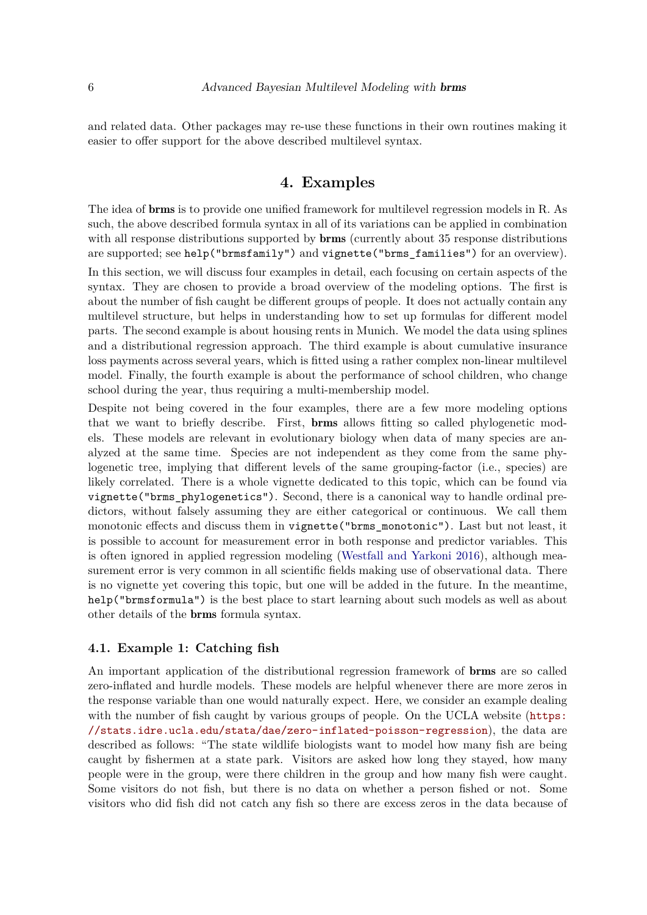and related data. Other packages may re-use these functions in their own routines making it easier to offer support for the above described multilevel syntax.

# 4. Examples

The idea of **brms** is to provide one unified framework for multilevel regression models in R. As such, the above described formula syntax in all of its variations can be applied in combination with all response distributions supported by **brms** (currently about 35 response distributions are supported; see `help("brmsfamily")` and `vignette("brms_families")` for an overview).

In this section, we will discuss four examples in detail, each focusing on certain aspects of the syntax. They are chosen to provide a broad overview of the modeling options. The first is about the number of fish caught be different groups of people. It does not actually contain any multilevel structure, but helps in understanding how to set up formulas for different model parts. The second example is about housing rents in Munich. We model the data using splines and a distributional regression approach. The third example is about cumulative insurance loss payments across several years, which is fitted using a rather complex non-linear multilevel model. Finally, the fourth example is about the performance of school children, who change school during the year, thus requiring a multi-membership model.

Despite not being covered in the four examples, there are a few more modeling options that we want to briefly describe. First, **brms** allows fitting so called phylogenetic models. These models are relevant in evolutionary biology when data of many species are analyzed at the same time. Species are not independent as they come from the same phylogenetic tree, implying that different levels of the same grouping-factor (i.e., species) are likely correlated. There is a whole vignette dedicated to this topic, which can be found via `vignette("brms_phylogenetics")`. Second, there is a canonical way to handle ordinal predictors, without falsely assuming they are either categorical or continuous. We call them monotonic effects and discuss them in `vignette("brms_monotonic")`. Last but not least, it is possible to account for measurement error in both response and predictor variables. This is often ignored in applied regression modeling (Westfall and Yarkoni 2016), although measurement error is very common in all scientific fields making use of observational data. There is no vignette yet covering this topic, but one will be added in the future. In the meantime, `help("brmsformula")` is the best place to start learning about such models as well as about other details of the **brms** formula syntax.

## 4.1. Example 1: Catching fish

An important application of the distributional regression framework of **brms** are so called zero-inflated and hurdle models. These models are helpful whenever there are more zeros in the response variable than one would naturally expect. Here, we consider an example dealing with the number of fish caught by various groups of people. On the UCLA website (https://stats.idre.ucla.edu/stata/dae/zero-inflated-poisson-regression), the data are described as follows: "The state wildlife biologists want to model how many fish are being caught by fishermen at a state park. Visitors are asked how long they stayed, how many people were in the group, were there children in the group and how many fish were caught. Some visitors do not fish, but there is no data on whether a person fished or not. Some visitors who did fish did not catch any fish so there are excess zeros in the data because of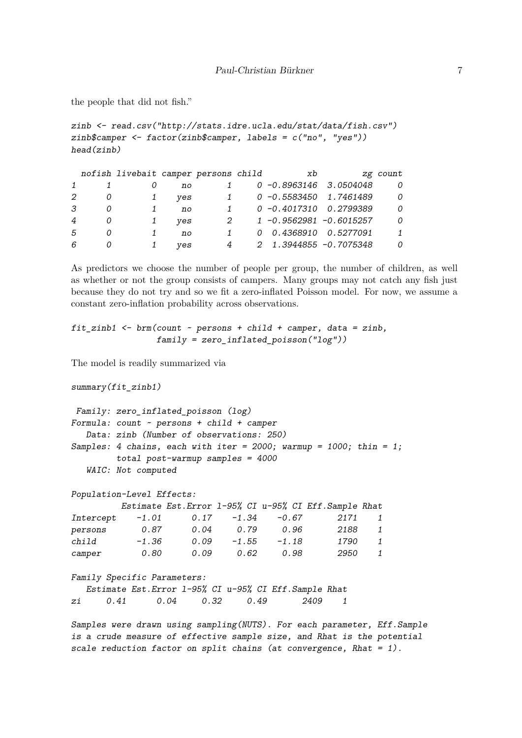the people that did not fish."

```
zinb <- read.csv("http://stats.idre.ucla.edu/stat/data/fish.csv")
zinb$camper <- factor(zinb$camper, labels = c("no", "yes"))
head(zinb)
```

```
  nofish livebait camper persons child         xb         zg count
1      1        0     no       1     0 -0.8963146  3.0504048     0
2      0        1    yes       1     0 -0.5583450  1.7461489     0
3      0        1     no       1     0 -0.4017310  0.2799389     0
4      0        1    yes       2     1 -0.9562981 -0.6015257     0
5      0        1     no       1     0  0.4368910  0.5277091     1
6      0        1    yes       4     2  1.3944855 -0.7075348     0
```

As predictors we choose the number of people per group, the number of children, as well as whether or not the group consists of campers. Many groups may not catch any fish just because they do not try and so we fit a zero-inflated Poisson model. For now, we assume a constant zero-inflation probability across observations.

```
fit_zinb1 <- brm(count ~ persons + child + camper, data = zinb,
                 family = zero_inflated_poisson("log"))
```

The model is readily summarized via

```
summary(fit_zinb1)
```

```
 Family: zero_inflated_poisson (log)
Formula: count ~ persons + child + camper
   Data: zinb (Number of observations: 250)
Samples: 4 chains, each with iter = 2000; warmup = 1000; thin = 1;
         total post-warmup samples = 4000
   WAIC: Not computed

Population-Level Effects:
          Estimate Est.Error l-95% CI u-95% CI Eff.Sample Rhat
Intercept    -1.01      0.17    -1.34    -0.67       2171    1
persons       0.87      0.04     0.79     0.96       2188    1
child        -1.36      0.09    -1.55    -1.18       1790    1
camper        0.80      0.09     0.62     0.98       2950    1

Family Specific Parameters:
   Estimate Est.Error l-95% CI u-95% CI Eff.Sample Rhat
zi     0.41      0.04     0.32     0.49       2409    1

Samples were drawn using sampling(NUTS). For each parameter, Eff.Sample
is a crude measure of effective sample size, and Rhat is the potential
scale reduction factor on split chains (at convergence, Rhat = 1).
```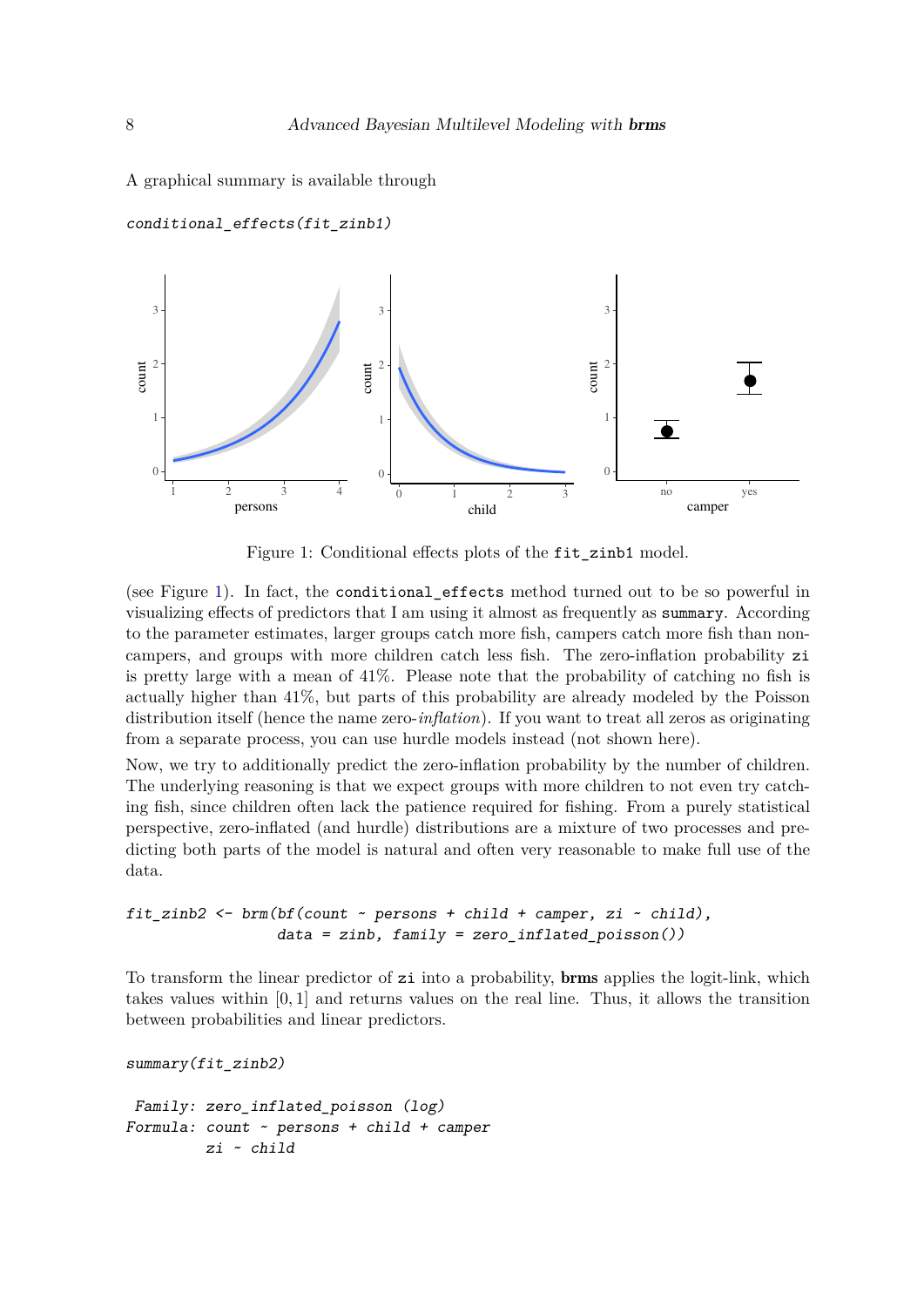A graphical summary is available through

```
conditional_effects(fit_zinb1)
```

Figure 1: Conditional effects plots of the `fit_zinb1` model.

(see Figure 1). In fact, the `conditional_effects` method turned out to be so powerful in visualizing effects of predictors that I am using it almost as frequently as `summary`. According to the parameter estimates, larger groups catch more fish, campers catch more fish than non-campers, and groups with more children catch less fish. The zero-inflation probability `zi` is pretty large with a mean of 41%. Please note that the probability of catching no fish is actually higher than 41%, but parts of this probability are already modeled by the Poisson distribution itself (hence the name zero-*inflation*). If you want to treat all zeros as originating from a separate process, you can use hurdle models instead (not shown here).

Now, we try to additionally predict the zero-inflation probability by the number of children. The underlying reasoning is that we expect groups with more children to not even try catching fish, since children often lack the patience required for fishing. From a purely statistical perspective, zero-inflated (and hurdle) distributions are a mixture of two processes and predicting both parts of the model is natural and often very reasonable to make full use of the data.

```
fit_zinb2 <- brm(bf(count ~ persons + child + camper, zi ~ child),
                 data = zinb, family = zero_inflated_poisson())
```

To transform the linear predictor of `zi` into a probability, **brms** applies the logit-link, which takes values within $[0, 1]$ and returns values on the real line. Thus, it allows the transition between probabilities and linear predictors.

```
summary(fit_zinb2)
```

```
 Family: zero_inflated_poisson (log)
Formula: count ~ persons + child + camper
         zi ~ child
```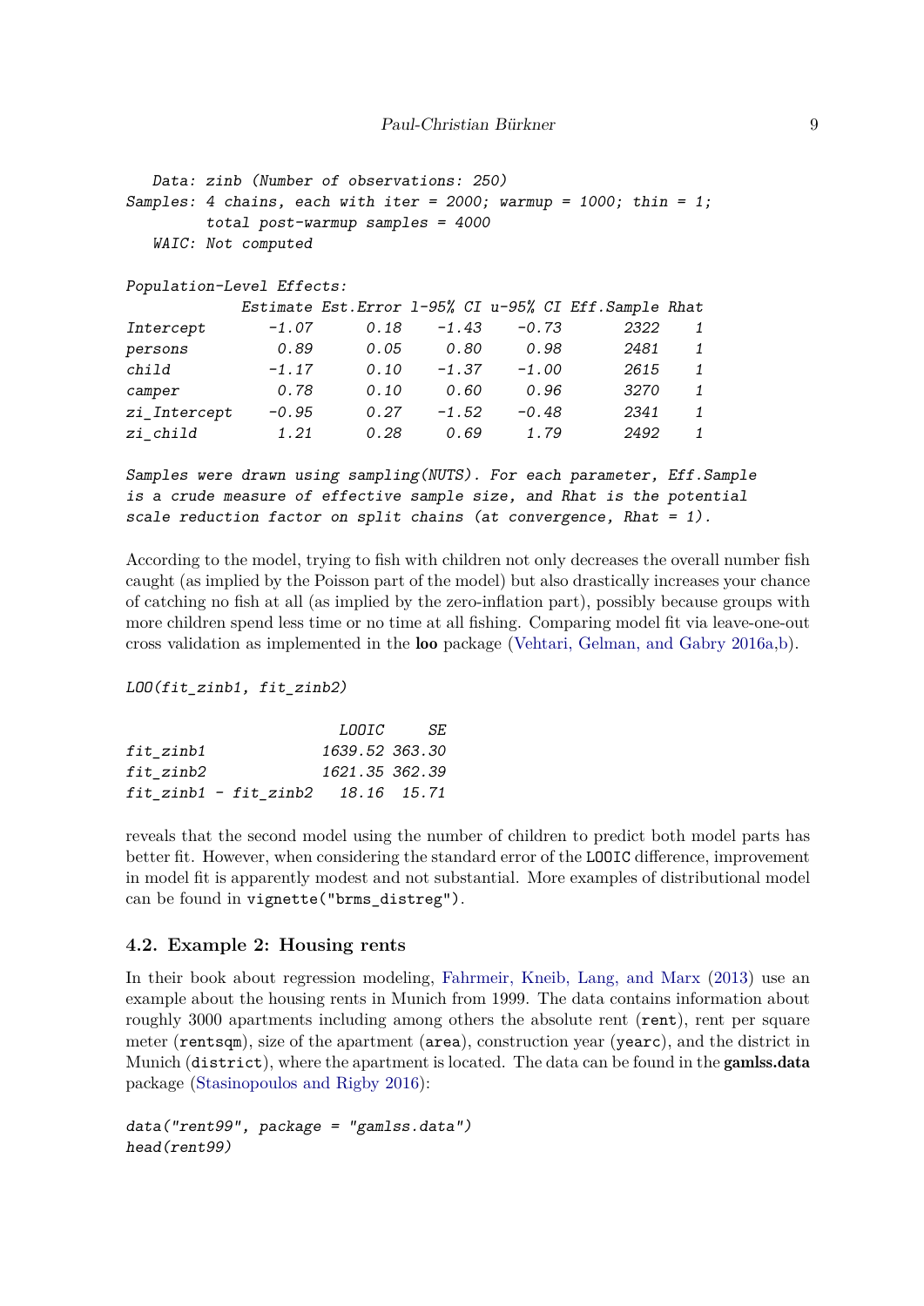```
   Data: zinb (Number of observations: 250)
Samples: 4 chains, each with iter = 2000; warmup = 1000; thin = 1;
         total post-warmup samples = 4000
   WAIC: Not computed

Population-Level Effects:
             Estimate Est.Error l-95% CI u-95% CI Eff.Sample Rhat
Intercept       -1.07      0.18    -1.43    -0.73       2322    1
persons          0.89      0.05     0.80     0.98       2481    1
child           -1.17      0.10    -1.37    -1.00       2615    1
camper           0.78      0.10     0.60     0.96       3270    1
zi_Intercept    -0.95      0.27    -1.52    -0.48       2341    1
zi_child         1.21      0.28     0.69     1.79       2492    1

Samples were drawn using sampling(NUTS). For each parameter, Eff.Sample
is a crude measure of effective sample size, and Rhat is the potential
scale reduction factor on split chains (at convergence, Rhat = 1).
```

According to the model, trying to fish with children not only decreases the overall number fish caught (as implied by the Poisson part of the model) but also drastically increases your chance of catching no fish at all (as implied by the zero-inflation part), possibly because groups with more children spend less time or no time at all fishing. Comparing model fit via leave-one-out cross validation as implemented in the **loo** package (Vehtari, Gelman, and Gabry 2016a,b).

```
LOO(fit_zinb1, fit_zinb2)
```

```
                       LOOIC     SE
fit_zinb1            1639.52 363.30
fit_zinb2            1621.35 362.39
fit_zinb1 - fit_zinb2   18.16  15.71
```

reveals that the second model using the number of children to predict both model parts has better fit. However, when considering the standard error of the `LOOIC` difference, improvement in model fit is apparently modest and not substantial. More examples of distributional model can be found in `vignette("brms_distreg")`.

### 4.2. Example 2: Housing rents

In their book about regression modeling, Fahrmeir, Kneib, Lang, and Marx (2013) use an example about the housing rents in Munich from 1999. The data contains information about roughly 3000 apartments including among others the absolute rent (`rent`), rent per square meter (`rentsqm`), size of the apartment (`area`), construction year (`yearc`), and the district in Munich (`district`), where the apartment is located. The data can be found in the **gamlss.data** package (Stasinopoulos and Rigby 2016):

```
data("rent99", package = "gamlss.data")
head(rent99)
```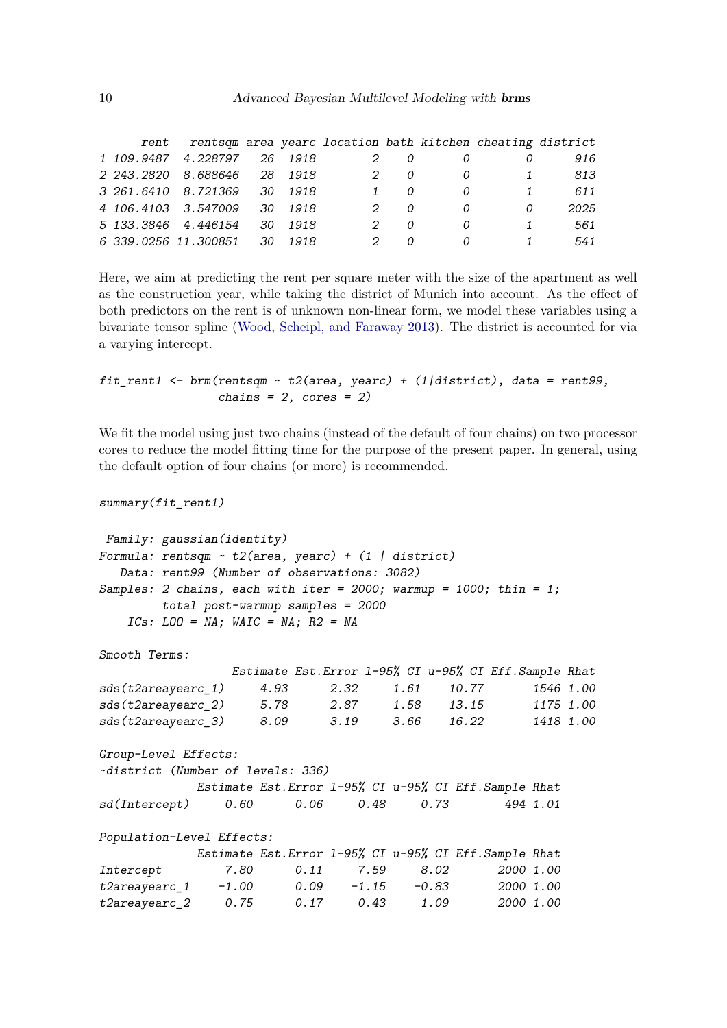```
      rent   rentsqm area yearc location bath kitchen cheating district
1 109.9487  4.228797   26  1918        2    0       0        0      916
2 243.2820  8.688646   28  1918        2    0       0        1      813
3 261.6410  8.721369   30  1918        1    0       0        1      611
4 106.4103  3.547009   30  1918        2    0       0        0     2025
5 133.3846  4.446154   30  1918        2    0       0        1      561
6 339.0256 11.300851   30  1918        2    0       0        1      541
```

Here, we aim at predicting the rent per square meter with the size of the apartment as well as the construction year, while taking the district of Munich into account. As the effect of both predictors on the rent is of unknown non-linear form, we model these variables using a bivariate tensor spline (Wood, Scheipl, and Faraway 2013). The district is accounted for via a varying intercept.

```
fit_rent1 <- brm(rentsqm ~ t2(area, yearc) + (1|district), data = rent99,
                 chains = 2, cores = 2)
```

We fit the model using just two chains (instead of the default of four chains) on two processor cores to reduce the model fitting time for the purpose of the present paper. In general, using the default option of four chains (or more) is recommended.

```
summary(fit_rent1)
```

```
 Family: gaussian(identity)
Formula: rentsqm ~ t2(area, yearc) + (1 | district)
   Data: rent99 (Number of observations: 3082)
Samples: 2 chains, each with iter = 2000; warmup = 1000; thin = 1;
         total post-warmup samples = 2000
    ICs: LOO = NA; WAIC = NA; R2 = NA

Smooth Terms:
                  Estimate Est.Error l-95% CI u-95% CI Eff.Sample Rhat
sds(t2areayearc_1)     4.93      2.32     1.61    10.77       1546 1.00
sds(t2areayearc_2)     5.78      2.87     1.58    13.15       1175 1.00
sds(t2areayearc_3)     8.09      3.19     3.66    16.22       1418 1.00

Group-Level Effects:
~district (Number of levels: 336)
              Estimate Est.Error l-95% CI u-95% CI Eff.Sample Rhat
sd(Intercept)     0.60      0.06     0.48     0.73        494 1.01

Population-Level Effects:
              Estimate Est.Error l-95% CI u-95% CI Eff.Sample Rhat
Intercept         7.80      0.11     7.59     8.02       2000 1.00
t2areayearc_1    -1.00      0.09    -1.15    -0.83       2000 1.00
t2areayearc_2     0.75      0.17     0.43     1.09       2000 1.00
```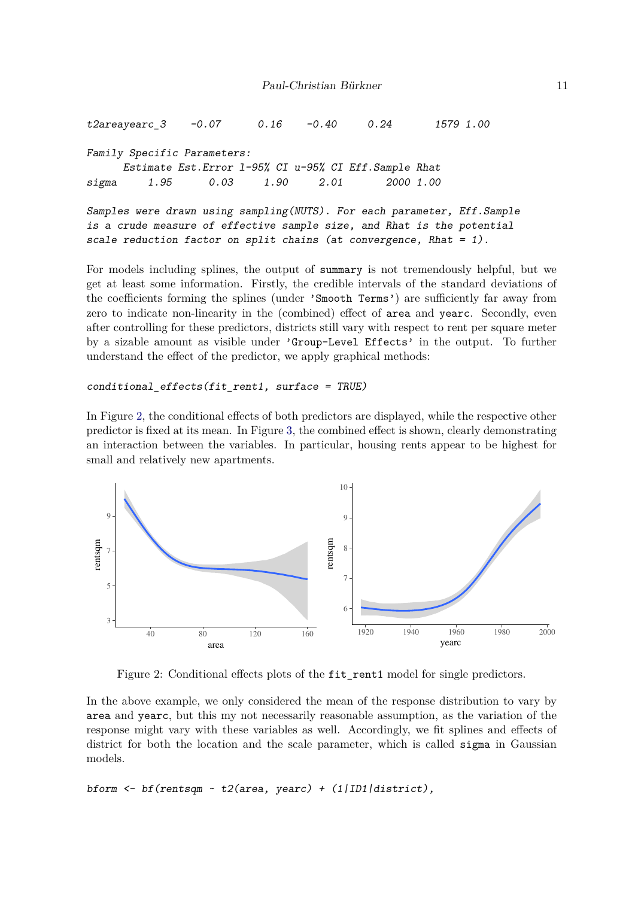```
t2areayearc_3    -0.07      0.16    -0.40      0.24       1579 1.00

Family Specific Parameters:
      Estimate Est.Error l-95% CI u-95% CI Eff.Sample Rhat
sigma     1.95      0.03     1.90     2.01       2000 1.00

Samples were drawn using sampling(NUTS). For each parameter, Eff.Sample
is a crude measure of effective sample size, and Rhat is the potential
scale reduction factor on split chains (at convergence, Rhat = 1).
```

For models including splines, the output of `summary` is not tremendously helpful, but we get at least some information. Firstly, the credible intervals of the standard deviations of the coefficients forming the splines (under `'Smooth Terms'`) are sufficiently far away from zero to indicate non-linearity in the (combined) effect of `area` and `yearc`. Secondly, even after controlling for these predictors, districts still vary with respect to rent per square meter by a sizable amount as visible under `'Group-Level Effects'` in the output. To further understand the effect of the predictor, we apply graphical methods:

```
conditional_effects(fit_rent1, surface = TRUE)
```

In Figure 2, the conditional effects of both predictors are displayed, while the respective other predictor is fixed at its mean. In Figure 3, the combined effect is shown, clearly demonstrating an interaction between the variables. In particular, housing rents appear to be highest for small and relatively new apartments.

Figure 2: Conditional effects plots of the `fit_rent1` model for single predictors.

In the above example, we only considered the mean of the response distribution to vary by `area` and `yearc`, but this my not necessarily reasonable assumption, as the variation of the response might vary with these variables as well. Accordingly, we fit splines and effects of district for both the location and the scale parameter, which is called `sigma` in Gaussian models.

```
bform <- bf(rentsqm ~ t2(area, yearc) + (1|ID1|district),
```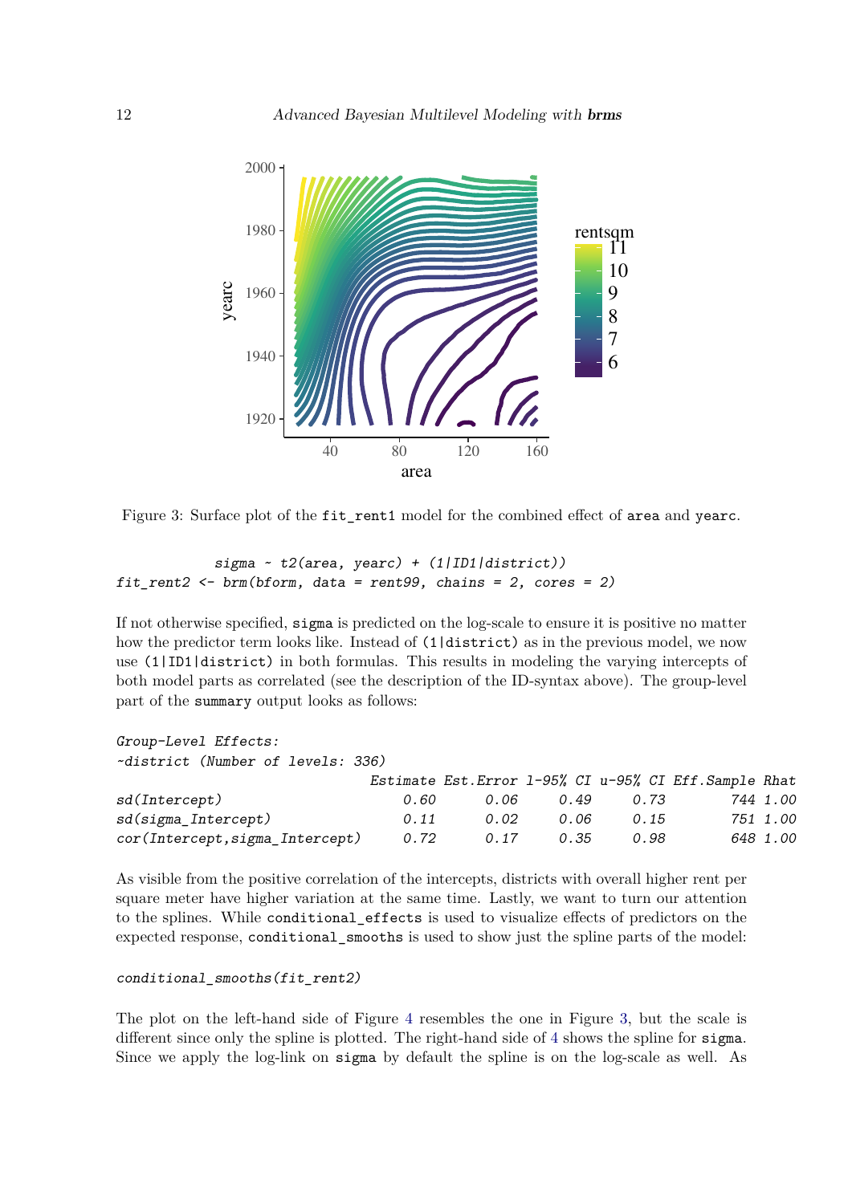Figure 3: Surface plot of the `fit_rent1` model for the combined effect of `area` and `yearc`.

```
           sigma ~ t2(area, yearc) + (1|ID1|district))
fit_rent2 <- brm(bform, data = rent99, chains = 2, cores = 2)
```

If not otherwise specified, `sigma` is predicted on the log-scale to ensure it is positive no matter how the predictor term looks like. Instead of `(1|district)` as in the previous model, we now use `(1|ID1|district)` in both formulas. This results in modeling the varying intercepts of both model parts as correlated (see the description of the ID-syntax above). The group-level part of the `summary` output looks as follows:

```
Group-Level Effects:
~district (Number of levels: 336)
                              Estimate Est.Error l-95% CI u-95% CI Eff.Sample Rhat
sd(Intercept)                     0.60      0.06     0.49     0.73        744 1.00
sd(sigma_Intercept)               0.11      0.02     0.06     0.15        751 1.00
cor(Intercept,sigma_Intercept)    0.72      0.17     0.35     0.98        648 1.00
```

As visible from the positive correlation of the intercepts, districts with overall higher rent per square meter have higher variation at the same time. Lastly, we want to turn our attention to the splines. While `conditional_effects` is used to visualize effects of predictors on the expected response, `conditional_smooths` is used to show just the spline parts of the model:

```
conditional_smooths(fit_rent2)
```

The plot on the left-hand side of Figure 4 resembles the one in Figure 3, but the scale is different since only the spline is plotted. The right-hand side of 4 shows the spline for `sigma`. Since we apply the log-link on `sigma` by default the spline is on the log-scale as well. As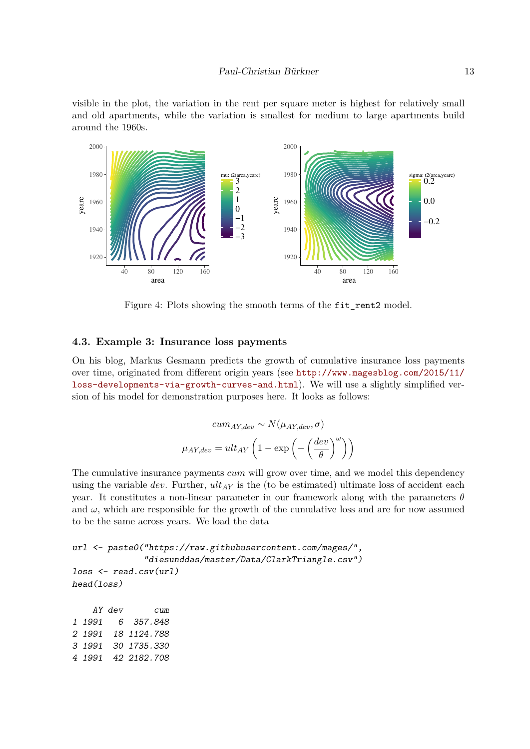visible in the plot, the variation in the rent per square meter is highest for relatively small and old apartments, while the variation is smallest for medium to large apartments build around the 1960s.

Figure 4: Plots showing the smooth terms of the `fit_rent2` model.

### 4.3. Example 3: Insurance loss payments

On his blog, Markus Gesmann predicts the growth of cumulative insurance loss payments over time, originated from different origin years (see http://www.magesblog.com/2015/11/loss-developments-via-growth-curves-and.html). We will use a slightly simplified version of his model for demonstration purposes here. It looks as follows:

$$cum_{AY,dev} \sim N(\mu_{AY,dev}, \sigma)$$

$$\mu_{AY,dev} = ult_{AY} \left(1 - \exp\left(-\left(\frac{dev}{\theta}\right)^{\omega}\right)\right)$$

The cumulative insurance payments *cum* will grow over time, and we model this dependency using the variable *dev*. Further, $ult_{AY}$ is the (to be estimated) ultimate loss of accident each year. It constitutes a non-linear parameter in our framework along with the parameters $\theta$ and $\omega$, which are responsible for the growth of the cumulative loss and are for now assumed to be the same across years. We load the data

```
url <- paste0("https://raw.githubusercontent.com/mages/",
              "diesunddas/master/Data/ClarkTriangle.csv")
loss <- read.csv(url)
head(loss)
```

```
    AY dev      cum
1 1991   6  357.848
2 1991  18 1124.788
3 1991  30 1735.330
4 1991  42 2182.708
```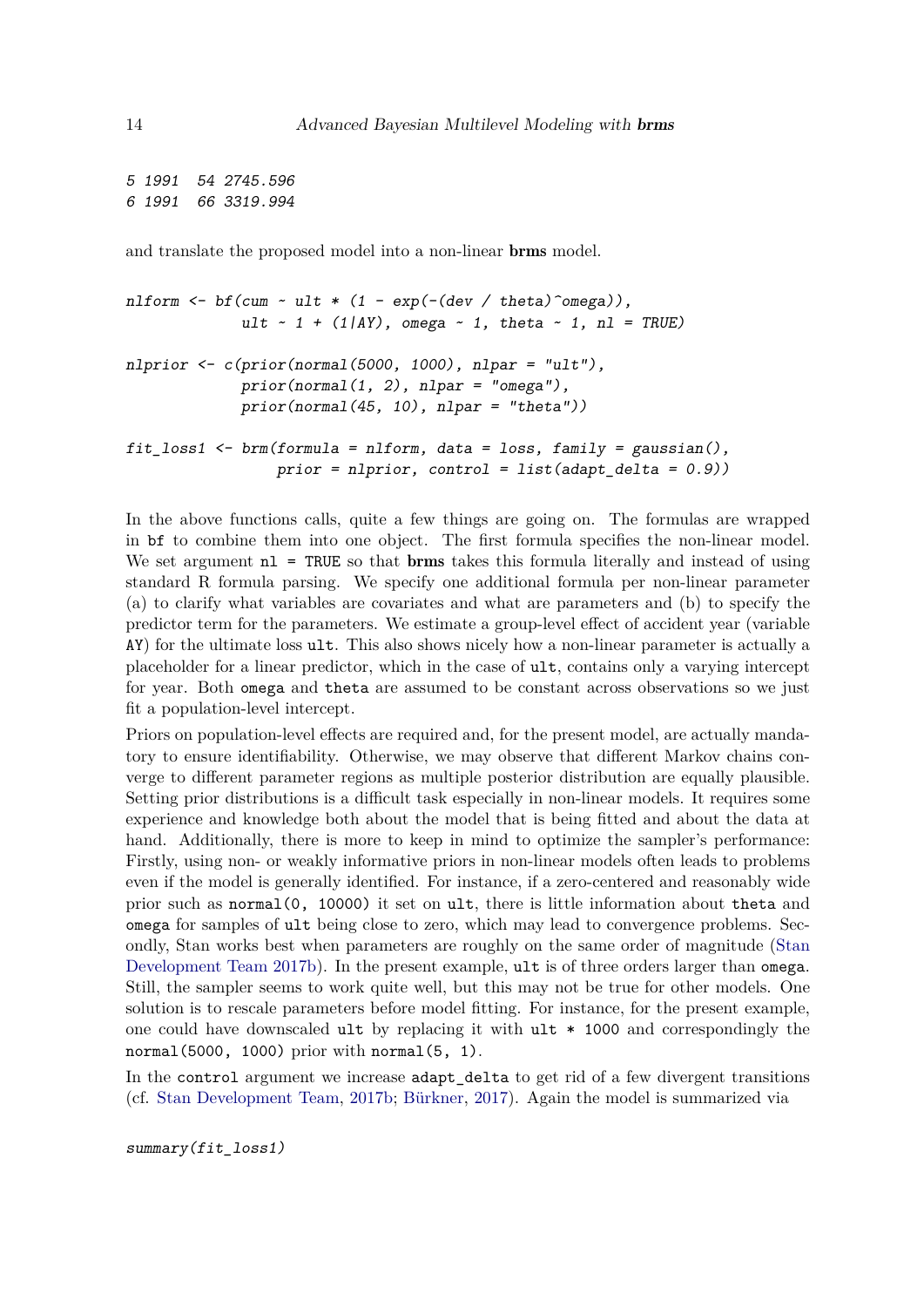```
5 1991  54 2745.596
6 1991  66 3319.994
```

and translate the proposed model into a non-linear **brms** model.

```
nlform <- bf(cum ~ ult * (1 - exp(-(dev / theta)^omega)),
             ult ~ 1 + (1|AY), omega ~ 1, theta ~ 1, nl = TRUE)

nlprior <- c(prior(normal(5000, 1000), nlpar = "ult"),
             prior(normal(1, 2), nlpar = "omega"),
             prior(normal(45, 10), nlpar = "theta"))

fit_loss1 <- brm(formula = nlform, data = loss, family = gaussian(),
                 prior = nlprior, control = list(adapt_delta = 0.9))
```

In the above functions calls, quite a few things are going on. The formulas are wrapped in `bf` to combine them into one object. The first formula specifies the non-linear model. We set argument `nl = TRUE` so that **brms** takes this formula literally and instead of using standard R formula parsing. We specify one additional formula per non-linear parameter (a) to clarify what variables are covariates and what are parameters and (b) to specify the predictor term for the parameters. We estimate a group-level effect of accident year (variable `AY`) for the ultimate loss `ult`. This also shows nicely how a non-linear parameter is actually a placeholder for a linear predictor, which in the case of `ult`, contains only a varying intercept for year. Both `omega` and `theta` are assumed to be constant across observations so we just fit a population-level intercept.

Priors on population-level effects are required and, for the present model, are actually mandatory to ensure identifiability. Otherwise, we may observe that different Markov chains converge to different parameter regions as multiple posterior distribution are equally plausible. Setting prior distributions is a difficult task especially in non-linear models. It requires some experience and knowledge both about the model that is being fitted and about the data at hand. Additionally, there is more to keep in mind to optimize the sampler's performance: Firstly, using non- or weakly informative priors in non-linear models often leads to problems even if the model is generally identified. For instance, if a zero-centered and reasonably wide prior such as `normal(0, 10000)` it set on `ult`, there is little information about `theta` and `omega` for samples of `ult` being close to zero, which may lead to convergence problems. Secondly, Stan works best when parameters are roughly on the same order of magnitude (Stan Development Team 2017b). In the present example, `ult` is of three orders larger than `omega`. Still, the sampler seems to work quite well, but this may not be true for other models. One solution is to rescale parameters before model fitting. For instance, for the present example, one could have downscaled `ult` by replacing it with `ult * 1000` and correspondingly the `normal(5000, 1000)` prior with `normal(5, 1)`.

In the `control` argument we increase `adapt_delta` to get rid of a few divergent transitions (cf. Stan Development Team, 2017b; Bürkner, 2017). Again the model is summarized via

```
summary(fit_loss1)
```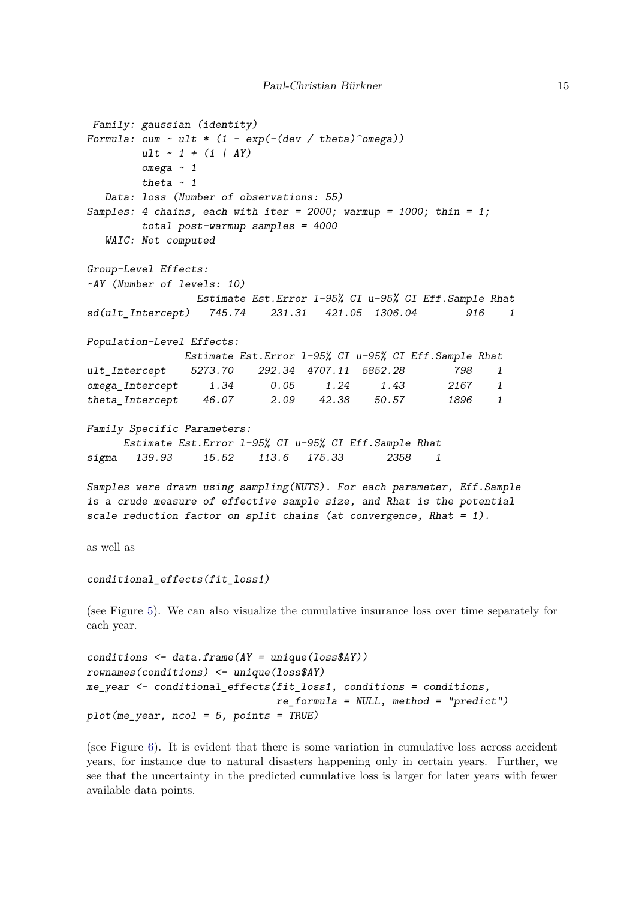```
 Family: gaussian (identity)
Formula: cum ~ ult * (1 - exp(-(dev / theta)^omega))
         ult ~ 1 + (1 | AY)
         omega ~ 1
         theta ~ 1
   Data: loss (Number of observations: 55)
Samples: 4 chains, each with iter = 2000; warmup = 1000; thin = 1;
         total post-warmup samples = 4000
   WAIC: Not computed

Group-Level Effects:
~AY (Number of levels: 10)
                  Estimate Est.Error l-95% CI u-95% CI Eff.Sample Rhat
sd(ult_Intercept)   745.74    231.31   421.05  1306.04        916    1

Population-Level Effects:
                Estimate Est.Error l-95% CI u-95% CI Eff.Sample Rhat
ult_Intercept    5273.70    292.34  4707.11  5852.28        798    1
omega_Intercept     1.34      0.05     1.24     1.43       2167    1
theta_Intercept    46.07      2.09    42.38    50.57       1896    1

Family Specific Parameters:
      Estimate Est.Error l-95% CI u-95% CI Eff.Sample Rhat
sigma   139.93     15.52    113.6   175.33       2358    1

Samples were drawn using sampling(NUTS). For each parameter, Eff.Sample
is a crude measure of effective sample size, and Rhat is the potential
scale reduction factor on split chains (at convergence, Rhat = 1).
```

as well as

```
conditional_effects(fit_loss1)
```

(see Figure 5). We can also visualize the cumulative insurance loss over time separately for each year.

```
conditions <- data.frame(AY = unique(loss$AY))
rownames(conditions) <- unique(loss$AY)
me_year <- conditional_effects(fit_loss1, conditions = conditions,
                               re_formula = NULL, method = "predict")
plot(me_year, ncol = 5, points = TRUE)
```

(see Figure 6). It is evident that there is some variation in cumulative loss across accident years, for instance due to natural disasters happening only in certain years. Further, we see that the uncertainty in the predicted cumulative loss is larger for later years with fewer available data points.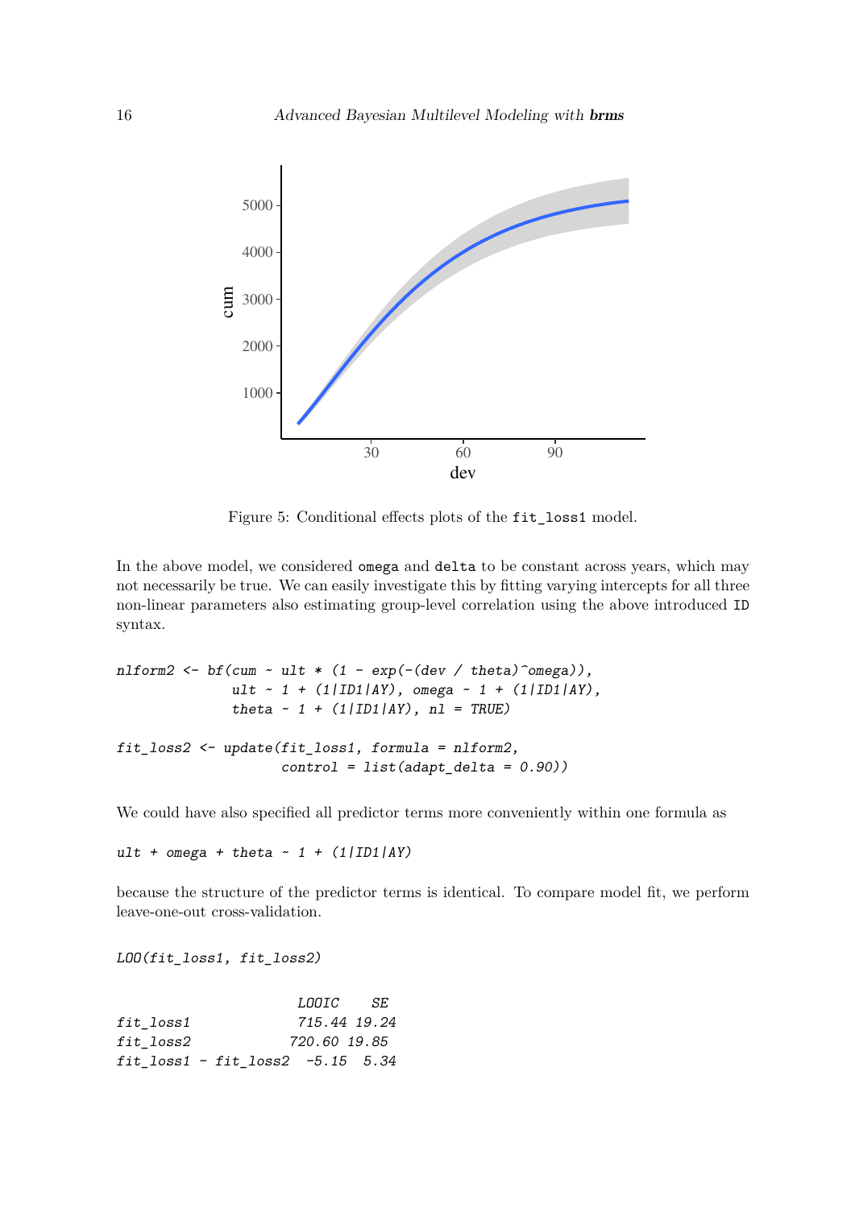Figure 5: Conditional effects plots of the `fit_loss1` model.

In the above model, we considered `omega` and `delta` to be constant across years, which may not necessarily be true. We can easily investigate this by fitting varying intercepts for all three non-linear parameters also estimating group-level correlation using the above introduced `ID` syntax.

```
nlform2 <- bf(cum ~ ult * (1 - exp(-(dev / theta)^omega)),
              ult ~ 1 + (1|ID1|AY), omega ~ 1 + (1|ID1|AY),
              theta ~ 1 + (1|ID1|AY), nl = TRUE)

fit_loss2 <- update(fit_loss1, formula = nlform2,
                    control = list(adapt_delta = 0.90))
```

We could have also specified all predictor terms more conveniently within one formula as

```
ult + omega + theta ~ 1 + (1|ID1|AY)
```

because the structure of the predictor terms is identical. To compare model fit, we perform leave-one-out cross-validation.

```
LOO(fit_loss1, fit_loss2)

                      LOOIC    SE
fit_loss1            715.44 19.24
fit_loss2            720.60 19.85
fit_loss1 - fit_loss2  -5.15  5.34
```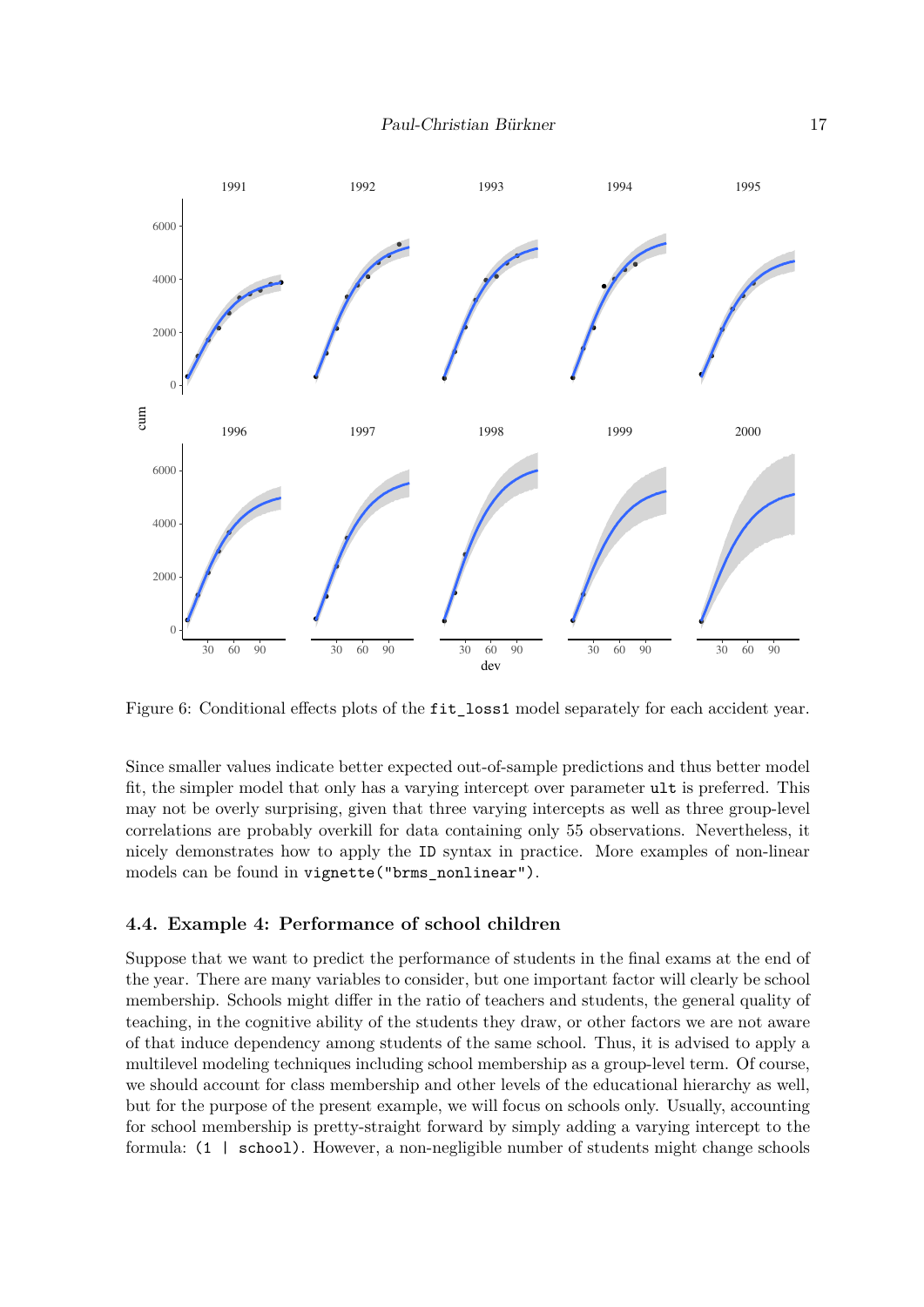Figure 6: Conditional effects plots of the `fit_loss1` model separately for each accident year.

Since smaller values indicate better expected out-of-sample predictions and thus better model fit, the simpler model that only has a varying intercept over parameter `ult` is preferred. This may not be overly surprising, given that three varying intercepts as well as three group-level correlations are probably overkill for data containing only 55 observations. Nevertheless, it nicely demonstrates how to apply the `ID` syntax in practice. More examples of non-linear models can be found in `vignette("brms_nonlinear")`.

### 4.4. Example 4: Performance of school children

Suppose that we want to predict the performance of students in the final exams at the end of the year. There are many variables to consider, but one important factor will clearly be school membership. Schools might differ in the ratio of teachers and students, the general quality of teaching, in the cognitive ability of the students they draw, or other factors we are not aware of that induce dependency among students of the same school. Thus, it is advised to apply a multilevel modeling techniques including school membership as a group-level term. Of course, we should account for class membership and other levels of the educational hierarchy as well, but for the purpose of the present example, we will focus on schools only. Usually, accounting for school membership is pretty-straight forward by simply adding a varying intercept to the formula: `(1 | school)`. However, a non-negligible number of students might change schools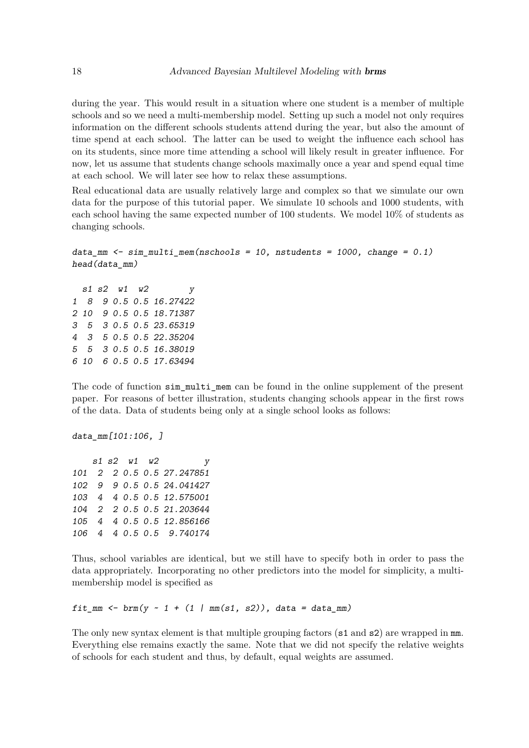during the year. This would result in a situation where one student is a member of multiple schools and so we need a multi-membership model. Setting up such a model not only requires information on the different schools students attend during the year, but also the amount of time spend at each school. The latter can be used to weight the influence each school has on its students, since more time attending a school will likely result in greater influence. For now, let us assume that students change schools maximally once a year and spend equal time at each school. We will later see how to relax these assumptions.

Real educational data are usually relatively large and complex so that we simulate our own data for the purpose of this tutorial paper. We simulate 10 schools and 1000 students, with each school having the same expected number of 100 students. We model 10% of students as changing schools.

```
data_mm <- sim_multi_mem(nschools = 10, nstudents = 1000, change = 0.1)
head(data_mm)
```

```
  s1 s2  w1  w2        y
1  8  9 0.5 0.5 16.27422
2 10  9 0.5 0.5 18.71387
3  5  3 0.5 0.5 23.65319
4  3  5 0.5 0.5 22.35204
5  5  3 0.5 0.5 16.38019
6 10  6 0.5 0.5 17.63494
```

The code of function `sim_multi_mem` can be found in the online supplement of the present paper. For reasons of better illustration, students changing schools appear in the first rows of the data. Data of students being only at a single school looks as follows:

```
data_mm[101:106, ]
```

```
    s1 s2  w1  w2         y
101  2  2 0.5 0.5 27.247851
102  9  9 0.5 0.5 24.041427
103  4  4 0.5 0.5 12.575001
104  2  2 0.5 0.5 21.203644
105  4  4 0.5 0.5 12.856166
106  4  4 0.5 0.5  9.740174
```

Thus, school variables are identical, but we still have to specify both in order to pass the data appropriately. Incorporating no other predictors into the model for simplicity, a multi-membership model is specified as

```
fit_mm <- brm(y ~ 1 + (1 | mm(s1, s2)), data = data_mm)
```

The only new syntax element is that multiple grouping factors (`s1` and `s2`) are wrapped in `mm`. Everything else remains exactly the same. Note that we did not specify the relative weights of schools for each student and thus, by default, equal weights are assumed.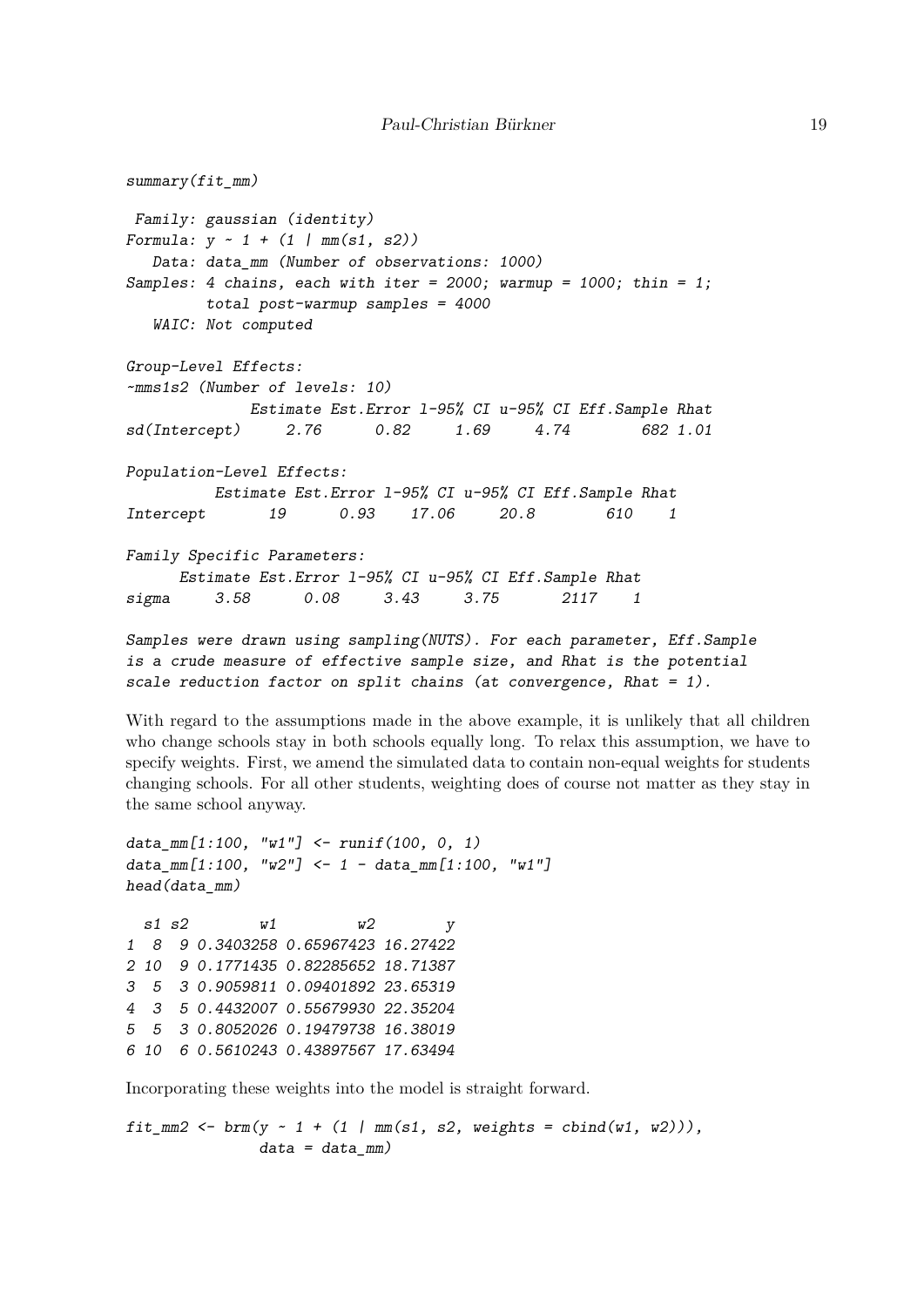```
summary(fit_mm)

 Family: gaussian (identity)
Formula: y ~ 1 + (1 | mm(s1, s2))
   Data: data_mm (Number of observations: 1000)
Samples: 4 chains, each with iter = 2000; warmup = 1000; thin = 1;
         total post-warmup samples = 4000
   WAIC: Not computed

Group-Level Effects:
~mms1s2 (Number of levels: 10)
              Estimate Est.Error l-95% CI u-95% CI Eff.Sample Rhat
sd(Intercept)     2.76      0.82     1.69     4.74        682 1.01

Population-Level Effects:
          Estimate Est.Error l-95% CI u-95% CI Eff.Sample Rhat
Intercept       19      0.93    17.06     20.8        610    1

Family Specific Parameters:
      Estimate Est.Error l-95% CI u-95% CI Eff.Sample Rhat
sigma     3.58      0.08     3.43     3.75       2117    1

Samples were drawn using sampling(NUTS). For each parameter, Eff.Sample
is a crude measure of effective sample size, and Rhat is the potential
scale reduction factor on split chains (at convergence, Rhat = 1).
```

With regard to the assumptions made in the above example, it is unlikely that all children who change schools stay in both schools equally long. To relax this assumption, we have to specify weights. First, we amend the simulated data to contain non-equal weights for students changing schools. For all other students, weighting does of course not matter as they stay in the same school anyway.

```
data_mm[1:100, "w1"] <- runif(100, 0, 1)
data_mm[1:100, "w2"] <- 1 - data_mm[1:100, "w1"]
head(data_mm)

  s1 s2        w1         w2        y
1  8  9 0.3403258 0.65967423 16.27422
2 10  9 0.1771435 0.82285652 18.71387
3  5  3 0.9059811 0.09401892 23.65319
4  3  5 0.4432007 0.55679930 22.35204
5  5  3 0.8052026 0.19479738 16.38019
6 10  6 0.5610243 0.43897567 17.63494
```

Incorporating these weights into the model is straight forward.

```
fit_mm2 <- brm(y ~ 1 + (1 | mm(s1, s2, weights = cbind(w1, w2))),
               data = data_mm)
```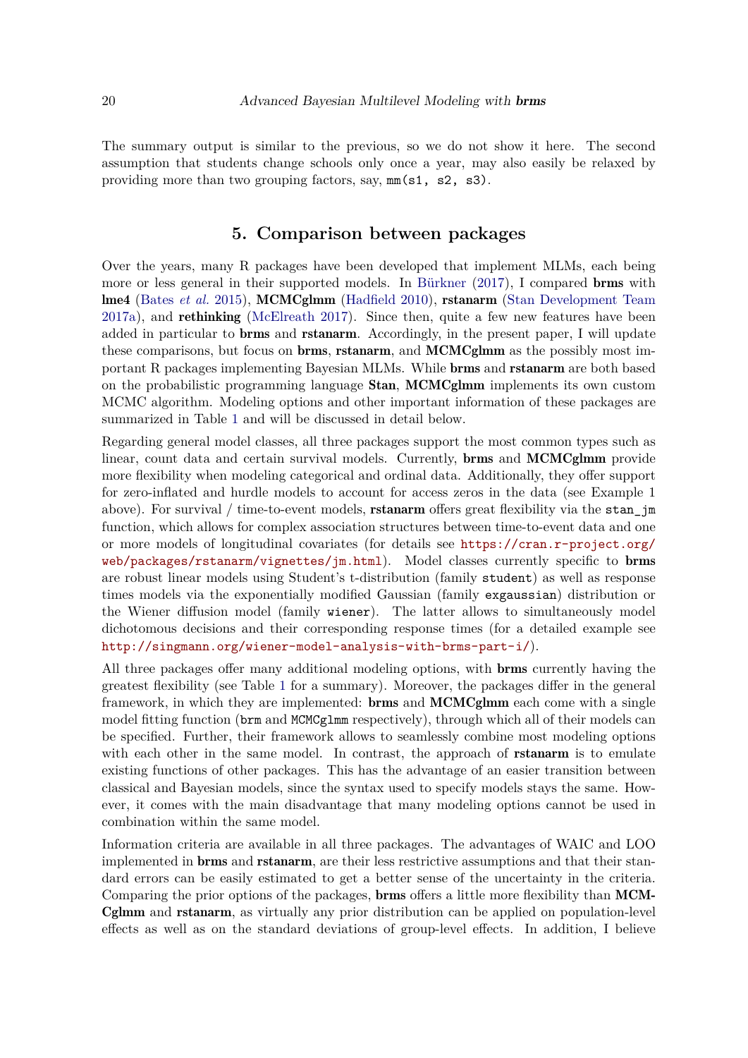The summary output is similar to the previous, so we do not show it here. The second assumption that students change schools only once a year, may also easily be relaxed by providing more than two grouping factors, say, `mm(s1, s2, s3)`.

## 5. Comparison between packages

Over the years, many R packages have been developed that implement MLMs, each being more or less general in their supported models. In Bürkner (2017), I compared **brms** with **lme4** (Bates *et al.* 2015), **MCMCglmm** (Hadfield 2010), **rstanarm** (Stan Development Team 2017a), and **rethinking** (McElreath 2017). Since then, quite a few new features have been added in particular to **brms** and **rstanarm**. Accordingly, in the present paper, I will update these comparisons, but focus on **brms**, **rstanarm**, and **MCMCglmm** as the possibly most important R packages implementing Bayesian MLMs. While **brms** and **rstanarm** are both based on the probabilistic programming language **Stan**, **MCMCglmm** implements its own custom MCMC algorithm. Modeling options and other important information of these packages are summarized in Table 1 and will be discussed in detail below.

Regarding general model classes, all three packages support the most common types such as linear, count data and certain survival models. Currently, **brms** and **MCMCglmm** provide more flexibility when modeling categorical and ordinal data. Additionally, they offer support for zero-inflated and hurdle models to account for access zeros in the data (see Example 1 above). For survival / time-to-event models, **rstanarm** offers great flexibility via the `stan_jm` function, which allows for complex association structures between time-to-event data and one or more models of longitudinal covariates (for details see https://cran.r-project.org/web/packages/rstanarm/vignettes/jm.html). Model classes currently specific to **brms** are robust linear models using Student's t-distribution (family `student`) as well as response times models via the exponentially modified Gaussian (family `exgaussian`) distribution or the Wiener diffusion model (family `wiener`). The latter allows to simultaneously model dichotomous decisions and their corresponding response times (for a detailed example see http://singmann.org/wiener-model-analysis-with-brms-part-i/).

All three packages offer many additional modeling options, with **brms** currently having the greatest flexibility (see Table 1 for a summary). Moreover, the packages differ in the general framework, in which they are implemented: **brms** and **MCMCglmm** each come with a single model fitting function (`brm` and `MCMCglmm` respectively), through which all of their models can be specified. Further, their framework allows to seamlessly combine most modeling options with each other in the same model. In contrast, the approach of **rstanarm** is to emulate existing functions of other packages. This has the advantage of an easier transition between classical and Bayesian models, since the syntax used to specify models stays the same. However, it comes with the main disadvantage that many modeling options cannot be used in combination within the same model.

Information criteria are available in all three packages. The advantages of WAIC and LOO implemented in **brms** and **rstanarm**, are their less restrictive assumptions and that their standard errors can be easily estimated to get a better sense of the uncertainty in the criteria. Comparing the prior options of the packages, **brms** offers a little more flexibility than **MCMCglmm** and **rstanarm**, as virtually any prior distribution can be applied on population-level effects as well as on the standard deviations of group-level effects. In addition, I believe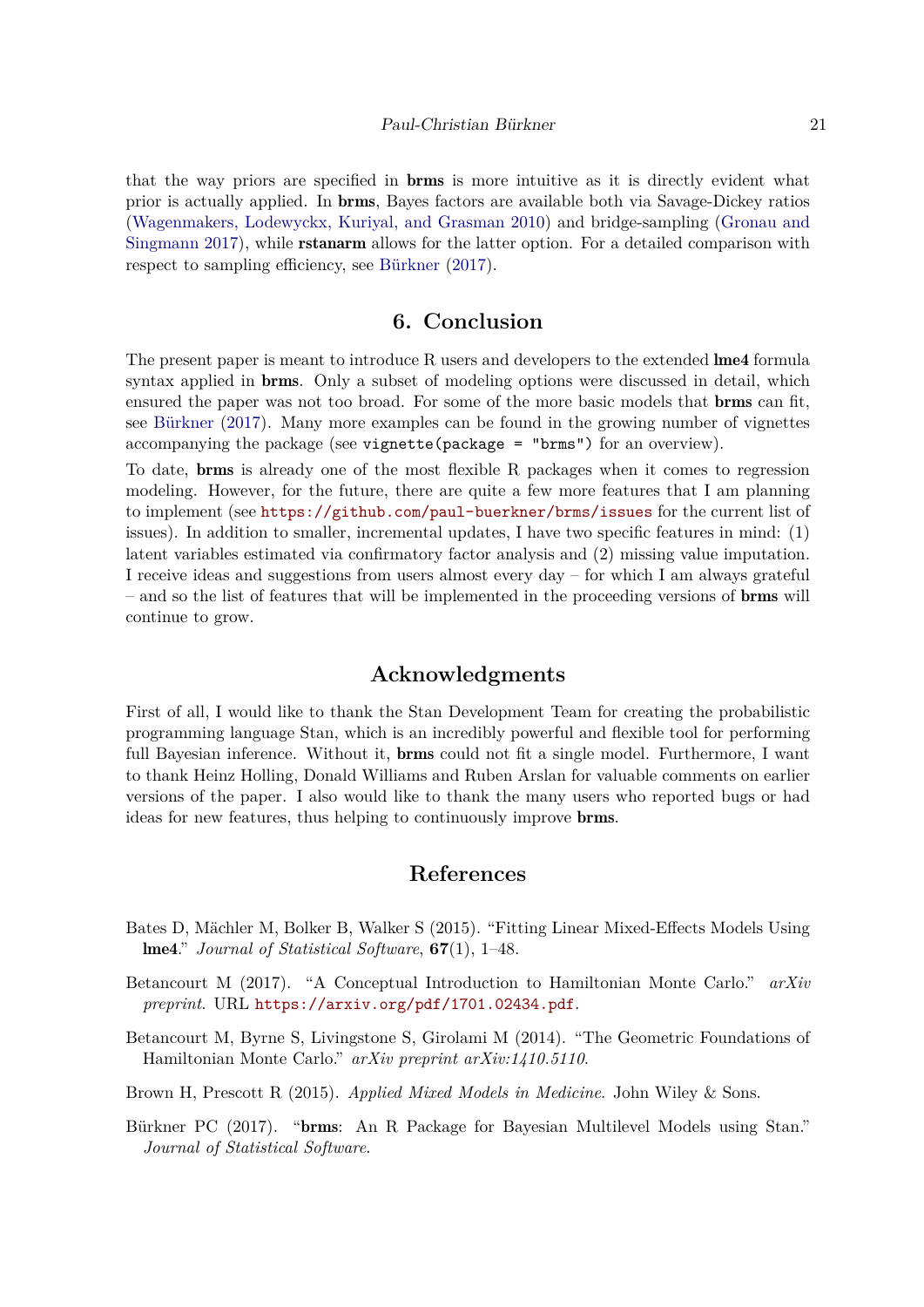that the way priors are specified in **brms** is more intuitive as it is directly evident what prior is actually applied. In **brms**, Bayes factors are available both via Savage-Dickey ratios (Wagenmakers, Lodewyckx, Kuriyal, and Grasman 2010) and bridge-sampling (Gronau and Singmann 2017), while **rstanarm** allows for the latter option. For a detailed comparison with respect to sampling efficiency, see Bürkner (2017).

## 6. Conclusion

The present paper is meant to introduce R users and developers to the extended **lme4** formula syntax applied in **brms**. Only a subset of modeling options were discussed in detail, which ensured the paper was not too broad. For some of the more basic models that **brms** can fit, see Bürkner (2017). Many more examples can be found in the growing number of vignettes accompanying the package (see `vignette(package = "brms")` for an overview).

To date, **brms** is already one of the most flexible R packages when it comes to regression modeling. However, for the future, there are quite a few more features that I am planning to implement (see `https://github.com/paul-buerkner/brms/issues` for the current list of issues). In addition to smaller, incremental updates, I have two specific features in mind: (1) latent variables estimated via confirmatory factor analysis and (2) missing value imputation. I receive ideas and suggestions from users almost every day – for which I am always grateful – and so the list of features that will be implemented in the proceeding versions of **brms** will continue to grow.

## Acknowledgments

First of all, I would like to thank the Stan Development Team for creating the probabilistic programming language Stan, which is an incredibly powerful and flexible tool for performing full Bayesian inference. Without it, **brms** could not fit a single model. Furthermore, I want to thank Heinz Holling, Donald Williams and Ruben Arslan for valuable comments on earlier versions of the paper. I also would like to thank the many users who reported bugs or had ideas for new features, thus helping to continuously improve **brms**.

## References

Bates D, Mächler M, Bolker B, Walker S (2015). "Fitting Linear Mixed-Effects Models Using **lme4**." *Journal of Statistical Software*, **67**(1), 1–48.

Betancourt M (2017). "A Conceptual Introduction to Hamiltonian Monte Carlo." *arXiv preprint*. URL `https://arxiv.org/pdf/1701.02434.pdf`.

Betancourt M, Byrne S, Livingstone S, Girolami M (2014). "The Geometric Foundations of Hamiltonian Monte Carlo." *arXiv preprint arXiv:1410.5110*.

Brown H, Prescott R (2015). *Applied Mixed Models in Medicine*. John Wiley & Sons.

Bürkner PC (2017). "**brms**: An R Package for Bayesian Multilevel Models using Stan." *Journal of Statistical Software*.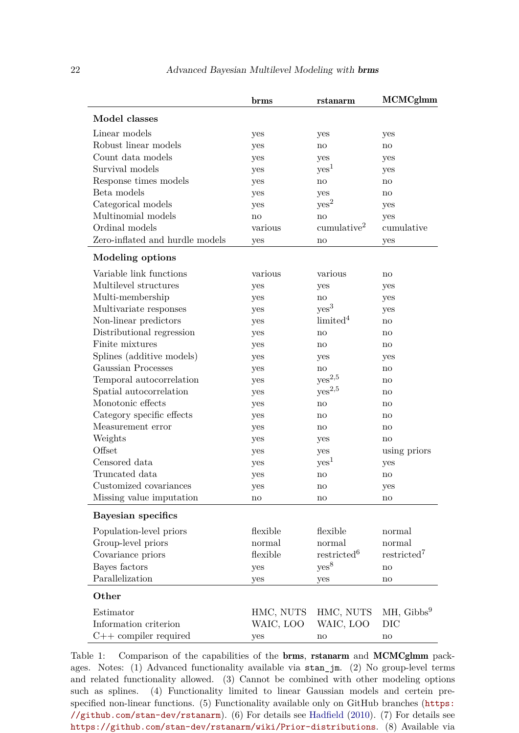| | **brms** | **rstanarm** | **MCMCglmm** |
|---|---|---|---|
| **Model classes** | | | |
| Linear models | yes | yes | yes |
| Robust linear models | yes | no | no |
| Count data models | yes | yes | yes |
| Survival models | yes | yes[1] | yes |
| Response times models | yes | no | no |
| Beta models | yes | yes | no |
| Categorical models | yes | yes[2] | yes |
| Multinomial models | no | no | yes |
| Ordinal models | various | cumulative[2] | cumulative |
| Zero-inflated and hurdle models | yes | no | yes |
| **Modeling options** | | | |
| Variable link functions | various | various | no |
| Multilevel structures | yes | yes | yes |
| Multi-membership | yes | no | yes |
| Multivariate responses | yes | yes[3] | yes |
| Non-linear predictors | yes | limited[4] | no |
| Distributional regression | yes | no | no |
| Finite mixtures | yes | no | no |
| Splines (additive models) | yes | yes | yes |
| Gaussian Processes | yes | no | no |
| Temporal autocorrelation | yes | yes[2,5] | no |
| Spatial autocorrelation | yes | yes[2,5] | no |
| Monotonic effects | yes | no | no |
| Category specific effects | yes | no | no |
| Measurement error | yes | no | no |
| Weights | yes | yes | no |
| Offset | yes | yes | using priors |
| Censored data | yes | yes[1] | yes |
| Truncated data | yes | no | no |
| Customized covariances | yes | no | yes |
| Missing value imputation | no | no | no |
| **Bayesian specifics** | | | |
| Population-level priors | flexible | flexible | normal |
| Group-level priors | normal | normal | normal |
| Covariance priors | flexible | restricted[6] | restricted[7] |
| Bayes factors | yes | yes[8] | no |
| Parallelization | yes | yes | no |
| **Other** | | | |
| Estimator | HMC, NUTS | HMC, NUTS | MH, Gibbs[9] |
| Information criterion | WAIC, LOO | WAIC, LOO | DIC |
| C++ compiler required | yes | no | no |

Table 1: Comparison of the capabilities of the **brms**, **rstanarm** and **MCMCglmm** packages. Notes: (1) Advanced functionality available via `stan_jm`. (2) No group-level terms and related functionality allowed. (3) Cannot be combined with other modeling options such as splines. (4) Functionality limited to linear Gaussian models and certein prespecified non-linear functions. (5) Functionality available only on GitHub branches (https://github.com/stan-dev/rstanarm). (6) For details see Hadfield (2010). (7) For details see https://github.com/stan-dev/rstanarm/wiki/Prior-distributions. (8) Available via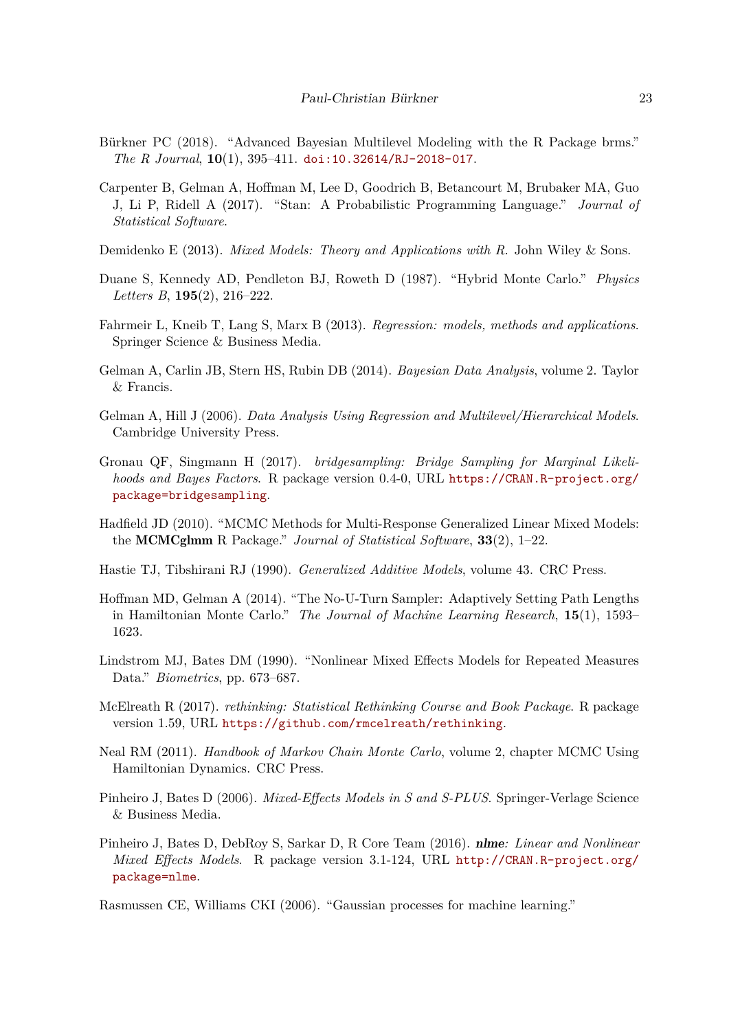Bürkner PC (2018). "Advanced Bayesian Multilevel Modeling with the R Package brms." *The R Journal*, **10**(1), 395–411. doi:10.32614/RJ-2018-017.

Carpenter B, Gelman A, Hoffman M, Lee D, Goodrich B, Betancourt M, Brubaker MA, Guo J, Li P, Ridell A (2017). "Stan: A Probabilistic Programming Language." *Journal of Statistical Software*.

Demidenko E (2013). *Mixed Models: Theory and Applications with R*. John Wiley & Sons.

Duane S, Kennedy AD, Pendleton BJ, Roweth D (1987). "Hybrid Monte Carlo." *Physics Letters B*, **195**(2), 216–222.

Fahrmeir L, Kneib T, Lang S, Marx B (2013). *Regression: models, methods and applications*. Springer Science & Business Media.

Gelman A, Carlin JB, Stern HS, Rubin DB (2014). *Bayesian Data Analysis*, volume 2. Taylor & Francis.

Gelman A, Hill J (2006). *Data Analysis Using Regression and Multilevel/Hierarchical Models*. Cambridge University Press.

Gronau QF, Singmann H (2017). *bridgesampling: Bridge Sampling for Marginal Likelihoods and Bayes Factors*. R package version 0.4-0, URL https://CRAN.R-project.org/package=bridgesampling.

Hadfield JD (2010). "MCMC Methods for Multi-Response Generalized Linear Mixed Models: the **MCMCglmm** R Package." *Journal of Statistical Software*, **33**(2), 1–22.

Hastie TJ, Tibshirani RJ (1990). *Generalized Additive Models*, volume 43. CRC Press.

Hoffman MD, Gelman A (2014). "The No-U-Turn Sampler: Adaptively Setting Path Lengths in Hamiltonian Monte Carlo." *The Journal of Machine Learning Research*, **15**(1), 1593–1623.

Lindstrom MJ, Bates DM (1990). "Nonlinear Mixed Effects Models for Repeated Measures Data." *Biometrics*, pp. 673–687.

McElreath R (2017). *rethinking: Statistical Rethinking Course and Book Package*. R package version 1.59, URL https://github.com/rmcelreath/rethinking.

Neal RM (2011). *Handbook of Markov Chain Monte Carlo*, volume 2, chapter MCMC Using Hamiltonian Dynamics. CRC Press.

Pinheiro J, Bates D (2006). *Mixed-Effects Models in S and S-PLUS*. Springer-Verlage Science & Business Media.

Pinheiro J, Bates D, DebRoy S, Sarkar D, R Core Team (2016). ***nlme**: Linear and Nonlinear Mixed Effects Models*. R package version 3.1-124, URL http://CRAN.R-project.org/package=nlme.

Rasmussen CE, Williams CKI (2006). "Gaussian processes for machine learning."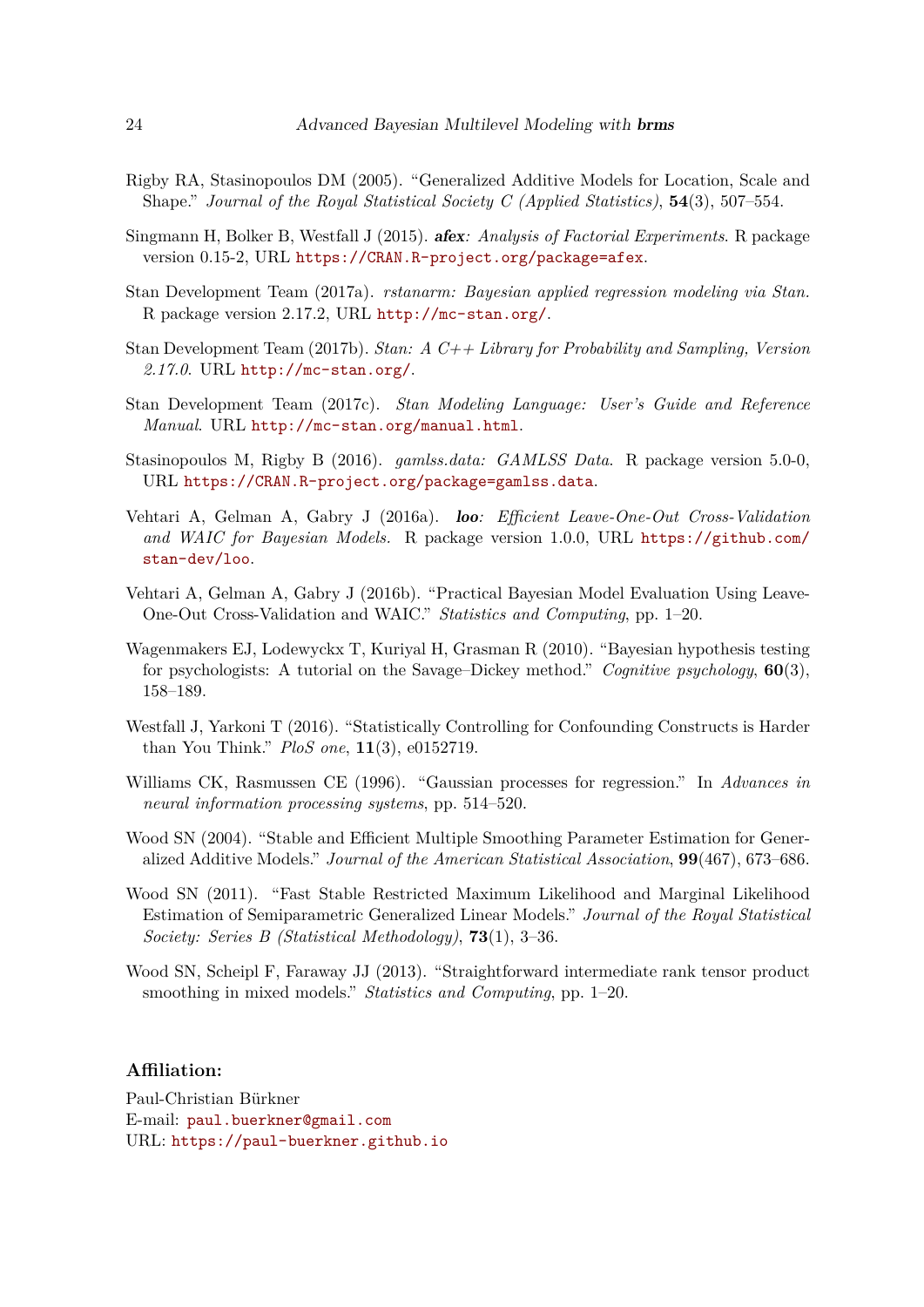Rigby RA, Stasinopoulos DM (2005). "Generalized Additive Models for Location, Scale and Shape." *Journal of the Royal Statistical Society C (Applied Statistics)*, **54**(3), 507–554.

Singmann H, Bolker B, Westfall J (2015). ***afex**: Analysis of Factorial Experiments*. R package version 0.15-2, URL https://CRAN.R-project.org/package=afex.

Stan Development Team (2017a). *rstanarm: Bayesian applied regression modeling via Stan.* R package version 2.17.2, URL http://mc-stan.org/.

Stan Development Team (2017b). *Stan: A C++ Library for Probability and Sampling, Version 2.17.0*. URL http://mc-stan.org/.

Stan Development Team (2017c). *Stan Modeling Language: User's Guide and Reference Manual*. URL http://mc-stan.org/manual.html.

Stasinopoulos M, Rigby B (2016). *gamlss.data: GAMLSS Data*. R package version 5.0-0, URL https://CRAN.R-project.org/package=gamlss.data.

Vehtari A, Gelman A, Gabry J (2016a). ***loo**: Efficient Leave-One-Out Cross-Validation and WAIC for Bayesian Models.* R package version 1.0.0, URL https://github.com/stan-dev/loo.

Vehtari A, Gelman A, Gabry J (2016b). "Practical Bayesian Model Evaluation Using Leave-One-Out Cross-Validation and WAIC." *Statistics and Computing*, pp. 1–20.

Wagenmakers EJ, Lodewyckx T, Kuriyal H, Grasman R (2010). "Bayesian hypothesis testing for psychologists: A tutorial on the Savage–Dickey method." *Cognitive psychology*, **60**(3), 158–189.

Westfall J, Yarkoni T (2016). "Statistically Controlling for Confounding Constructs is Harder than You Think." *PloS one*, **11**(3), e0152719.

Williams CK, Rasmussen CE (1996). "Gaussian processes for regression." In *Advances in neural information processing systems*, pp. 514–520.

Wood SN (2004). "Stable and Efficient Multiple Smoothing Parameter Estimation for Generalized Additive Models." *Journal of the American Statistical Association*, **99**(467), 673–686.

Wood SN (2011). "Fast Stable Restricted Maximum Likelihood and Marginal Likelihood Estimation of Semiparametric Generalized Linear Models." *Journal of the Royal Statistical Society: Series B (Statistical Methodology)*, **73**(1), 3–36.

Wood SN, Scheipl F, Faraway JJ (2013). "Straightforward intermediate rank tensor product smoothing in mixed models." *Statistics and Computing*, pp. 1–20.

**Affiliation:**

Paul-Christian Bürkner
E-mail: paul.buerkner@gmail.com
URL: https://paul-buerkner.github.io